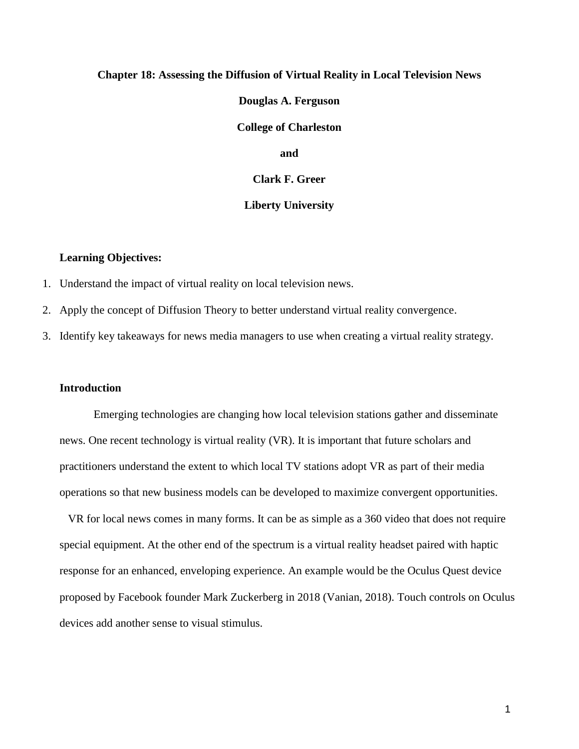# Chapter 18: Assessing the Diffusion of Virtual Reality in Local Television News

**Douglas A. Ferguson**

**College of Charleston**

**and**

**Clark F. Greer**

**Liberty University**

**Learning Objectives:**

1. Understand the impact of virtual reality on local television news.
2. Apply the concept of Diffusion Theory to better understand virtual reality convergence.
3. Identify key takeaways for news media managers to use when creating a virtual reality strategy.

## Introduction

Emerging technologies are changing how local television stations gather and disseminate news. One recent technology is virtual reality (VR). It is important that future scholars and practitioners understand the extent to which local TV stations adopt VR as part of their media operations so that new business models can be developed to maximize convergent opportunities.

VR for local news comes in many forms. It can be as simple as a 360 video that does not require special equipment. At the other end of the spectrum is a virtual reality headset paired with haptic response for an enhanced, enveloping experience. An example would be the Oculus Quest device proposed by Facebook founder Mark Zuckerberg in 2018 (Vanian, 2018). Touch controls on Oculus devices add another sense to visual stimulus.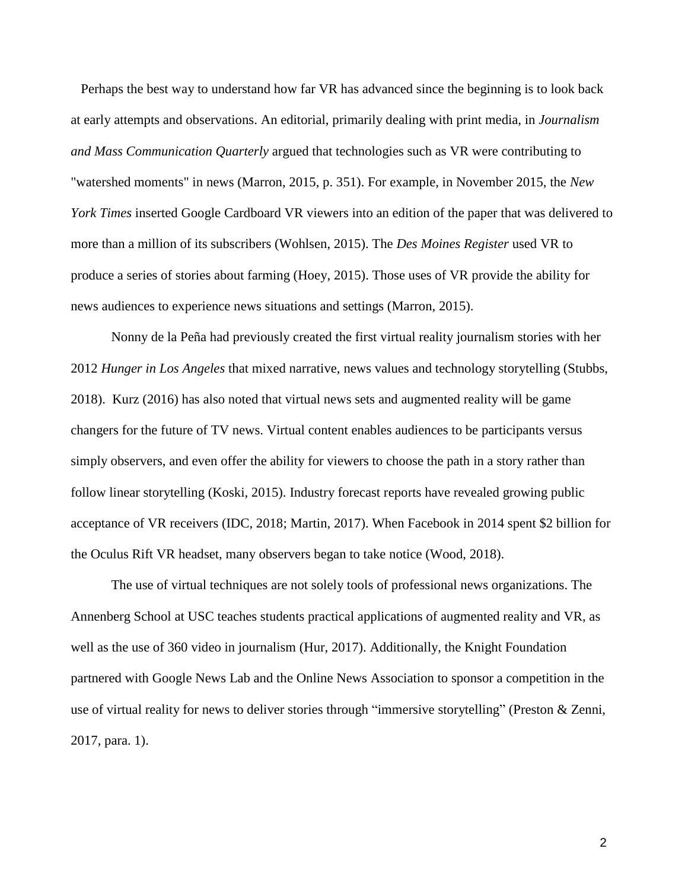Perhaps the best way to understand how far VR has advanced since the beginning is to look back at early attempts and observations. An editorial, primarily dealing with print media, in *Journalism and Mass Communication Quarterly* argued that technologies such as VR were contributing to "watershed moments" in news (Marron, 2015, p. 351). For example, in November 2015, the *New York Times* inserted Google Cardboard VR viewers into an edition of the paper that was delivered to more than a million of its subscribers (Wohlsen, 2015). The *Des Moines Register* used VR to produce a series of stories about farming (Hoey, 2015). Those uses of VR provide the ability for news audiences to experience news situations and settings (Marron, 2015).

Nonny de la Peña had previously created the first virtual reality journalism stories with her 2012 *Hunger in Los Angeles* that mixed narrative, news values and technology storytelling (Stubbs, 2018). Kurz (2016) has also noted that virtual news sets and augmented reality will be game changers for the future of TV news. Virtual content enables audiences to be participants versus simply observers, and even offer the ability for viewers to choose the path in a story rather than follow linear storytelling (Koski, 2015). Industry forecast reports have revealed growing public acceptance of VR receivers (IDC, 2018; Martin, 2017). When Facebook in 2014 spent $2 billion for the Oculus Rift VR headset, many observers began to take notice (Wood, 2018).

The use of virtual techniques are not solely tools of professional news organizations. The Annenberg School at USC teaches students practical applications of augmented reality and VR, as well as the use of 360 video in journalism (Hur, 2017). Additionally, the Knight Foundation partnered with Google News Lab and the Online News Association to sponsor a competition in the use of virtual reality for news to deliver stories through "immersive storytelling" (Preston & Zenni, 2017, para. 1).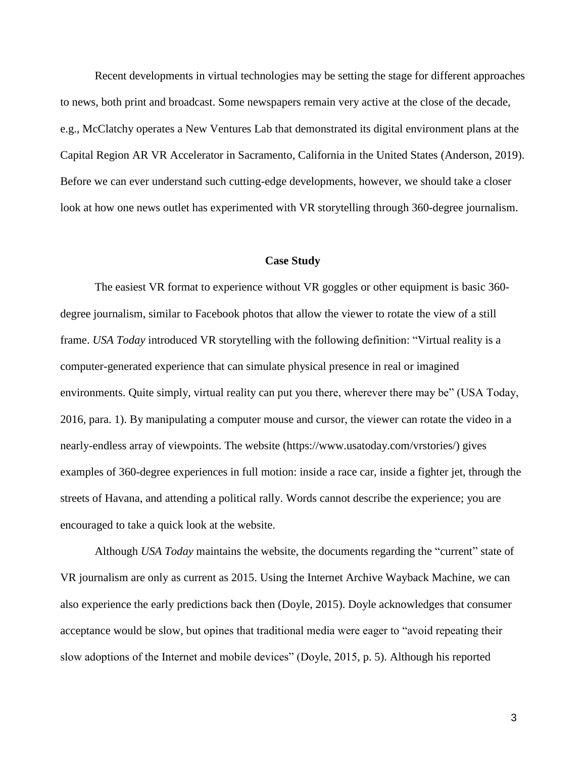Recent developments in virtual technologies may be setting the stage for different approaches to news, both print and broadcast. Some newspapers remain very active at the close of the decade, e.g., McClatchy operates a New Ventures Lab that demonstrated its digital environment plans at the Capital Region AR VR Accelerator in Sacramento, California in the United States (Anderson, 2019). Before we can ever understand such cutting-edge developments, however, we should take a closer look at how one news outlet has experimented with VR storytelling through 360-degree journalism.

## Case Study

The easiest VR format to experience without VR goggles or other equipment is basic 360-degree journalism, similar to Facebook photos that allow the viewer to rotate the view of a still frame. *USA Today* introduced VR storytelling with the following definition: "Virtual reality is a computer-generated experience that can simulate physical presence in real or imagined environments. Quite simply, virtual reality can put you there, wherever there may be" (USA Today, 2016, para. 1). By manipulating a computer mouse and cursor, the viewer can rotate the video in a nearly-endless array of viewpoints. The website (https://www.usatoday.com/vrstories/) gives examples of 360-degree experiences in full motion: inside a race car, inside a fighter jet, through the streets of Havana, and attending a political rally. Words cannot describe the experience; you are encouraged to take a quick look at the website.

Although *USA Today* maintains the website, the documents regarding the "current" state of VR journalism are only as current as 2015. Using the Internet Archive Wayback Machine, we can also experience the early predictions back then (Doyle, 2015). Doyle acknowledges that consumer acceptance would be slow, but opines that traditional media were eager to "avoid repeating their slow adoptions of the Internet and mobile devices" (Doyle, 2015, p. 5). Although his reported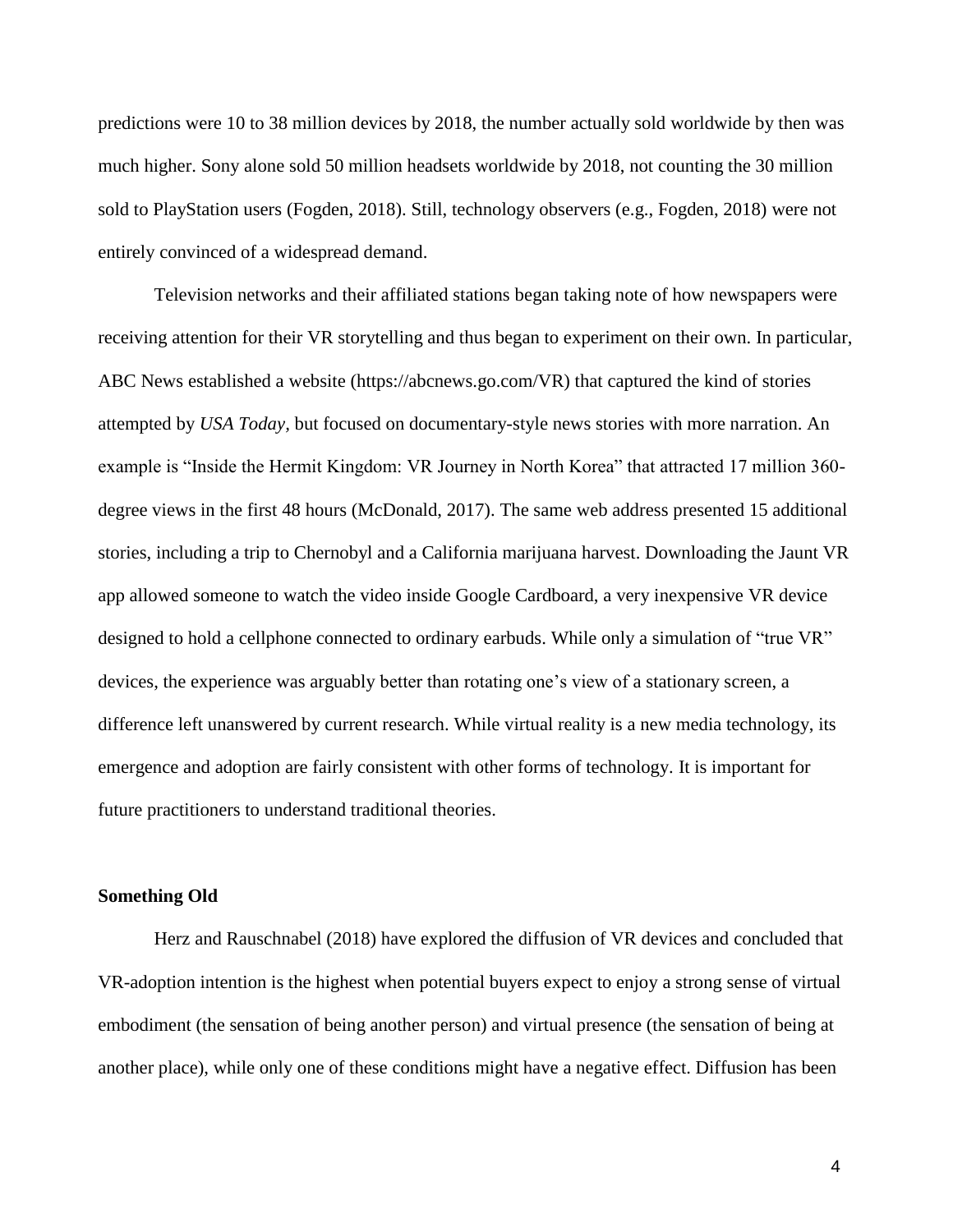predictions were 10 to 38 million devices by 2018, the number actually sold worldwide by then was much higher. Sony alone sold 50 million headsets worldwide by 2018, not counting the 30 million sold to PlayStation users (Fogden, 2018). Still, technology observers (e.g., Fogden, 2018) were not entirely convinced of a widespread demand.

Television networks and their affiliated stations began taking note of how newspapers were receiving attention for their VR storytelling and thus began to experiment on their own. In particular, ABC News established a website (https://abcnews.go.com/VR) that captured the kind of stories attempted by *USA Today*, but focused on documentary-style news stories with more narration. An example is "Inside the Hermit Kingdom: VR Journey in North Korea" that attracted 17 million 360-degree views in the first 48 hours (McDonald, 2017). The same web address presented 15 additional stories, including a trip to Chernobyl and a California marijuana harvest. Downloading the Jaunt VR app allowed someone to watch the video inside Google Cardboard, a very inexpensive VR device designed to hold a cellphone connected to ordinary earbuds. While only a simulation of "true VR" devices, the experience was arguably better than rotating one's view of a stationary screen, a difference left unanswered by current research. While virtual reality is a new media technology, its emergence and adoption are fairly consistent with other forms of technology. It is important for future practitioners to understand traditional theories.

## Something Old

Herz and Rauschnabel (2018) have explored the diffusion of VR devices and concluded that VR-adoption intention is the highest when potential buyers expect to enjoy a strong sense of virtual embodiment (the sensation of being another person) and virtual presence (the sensation of being at another place), while only one of these conditions might have a negative effect. Diffusion has been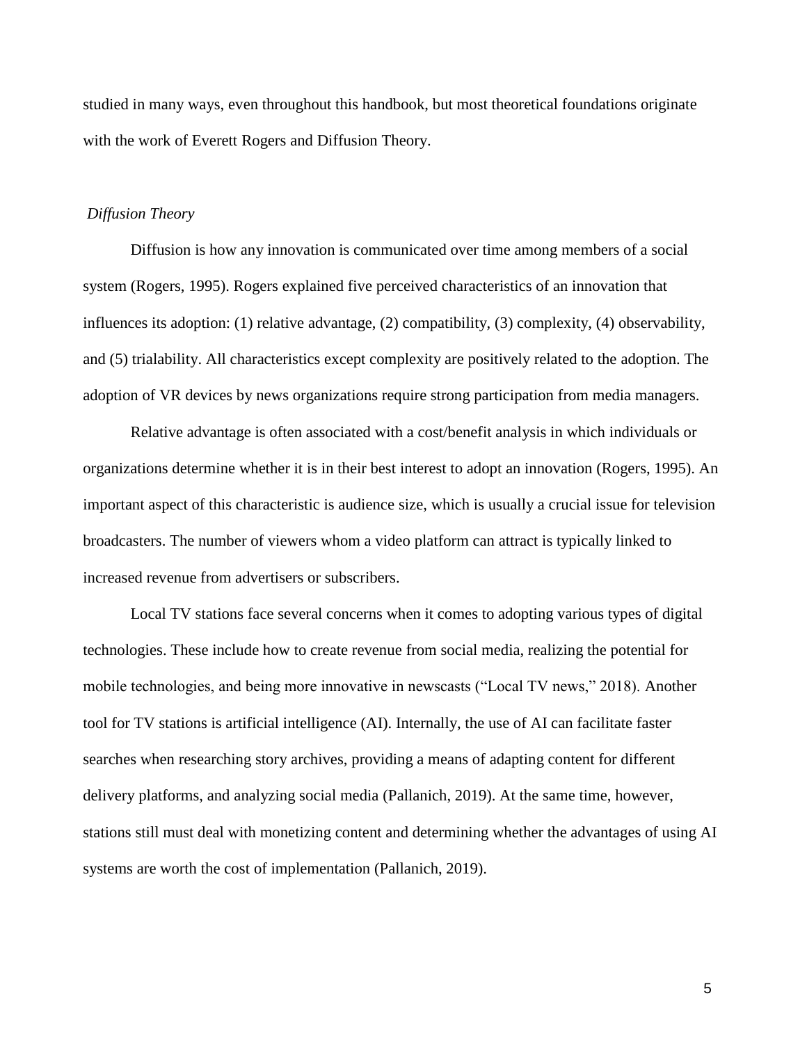studied in many ways, even throughout this handbook, but most theoretical foundations originate with the work of Everett Rogers and Diffusion Theory.

### *Diffusion Theory*

Diffusion is how any innovation is communicated over time among members of a social system (Rogers, 1995). Rogers explained five perceived characteristics of an innovation that influences its adoption: (1) relative advantage, (2) compatibility, (3) complexity, (4) observability, and (5) trialability. All characteristics except complexity are positively related to the adoption. The adoption of VR devices by news organizations require strong participation from media managers.

Relative advantage is often associated with a cost/benefit analysis in which individuals or organizations determine whether it is in their best interest to adopt an innovation (Rogers, 1995). An important aspect of this characteristic is audience size, which is usually a crucial issue for television broadcasters. The number of viewers whom a video platform can attract is typically linked to increased revenue from advertisers or subscribers.

Local TV stations face several concerns when it comes to adopting various types of digital technologies. These include how to create revenue from social media, realizing the potential for mobile technologies, and being more innovative in newscasts ("Local TV news," 2018). Another tool for TV stations is artificial intelligence (AI). Internally, the use of AI can facilitate faster searches when researching story archives, providing a means of adapting content for different delivery platforms, and analyzing social media (Pallanich, 2019). At the same time, however, stations still must deal with monetizing content and determining whether the advantages of using AI systems are worth the cost of implementation (Pallanich, 2019).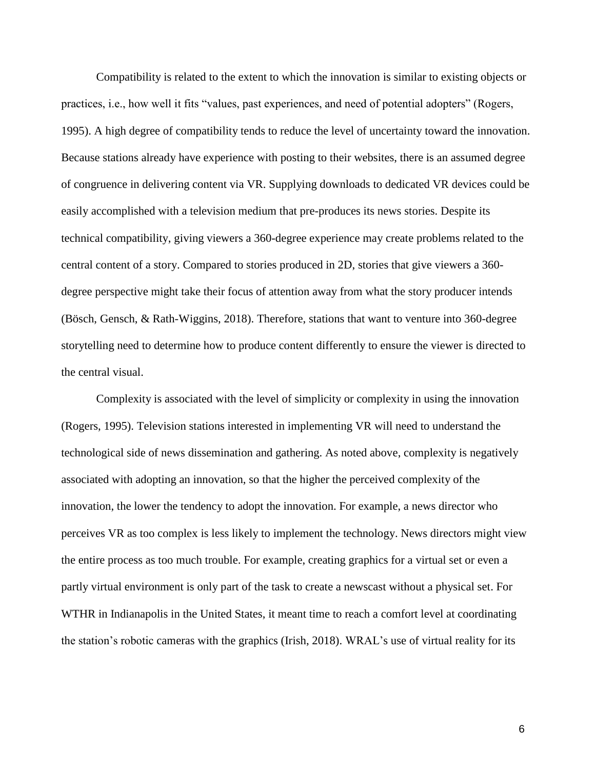Compatibility is related to the extent to which the innovation is similar to existing objects or practices, i.e., how well it fits "values, past experiences, and need of potential adopters" (Rogers, 1995). A high degree of compatibility tends to reduce the level of uncertainty toward the innovation. Because stations already have experience with posting to their websites, there is an assumed degree of congruence in delivering content via VR. Supplying downloads to dedicated VR devices could be easily accomplished with a television medium that pre-produces its news stories. Despite its technical compatibility, giving viewers a 360-degree experience may create problems related to the central content of a story. Compared to stories produced in 2D, stories that give viewers a 360-degree perspective might take their focus of attention away from what the story producer intends (Bösch, Gensch, & Rath-Wiggins, 2018). Therefore, stations that want to venture into 360-degree storytelling need to determine how to produce content differently to ensure the viewer is directed to the central visual.

Complexity is associated with the level of simplicity or complexity in using the innovation (Rogers, 1995). Television stations interested in implementing VR will need to understand the technological side of news dissemination and gathering. As noted above, complexity is negatively associated with adopting an innovation, so that the higher the perceived complexity of the innovation, the lower the tendency to adopt the innovation. For example, a news director who perceives VR as too complex is less likely to implement the technology. News directors might view the entire process as too much trouble. For example, creating graphics for a virtual set or even a partly virtual environment is only part of the task to create a newscast without a physical set. For WTHR in Indianapolis in the United States, it meant time to reach a comfort level at coordinating the station's robotic cameras with the graphics (Irish, 2018). WRAL's use of virtual reality for its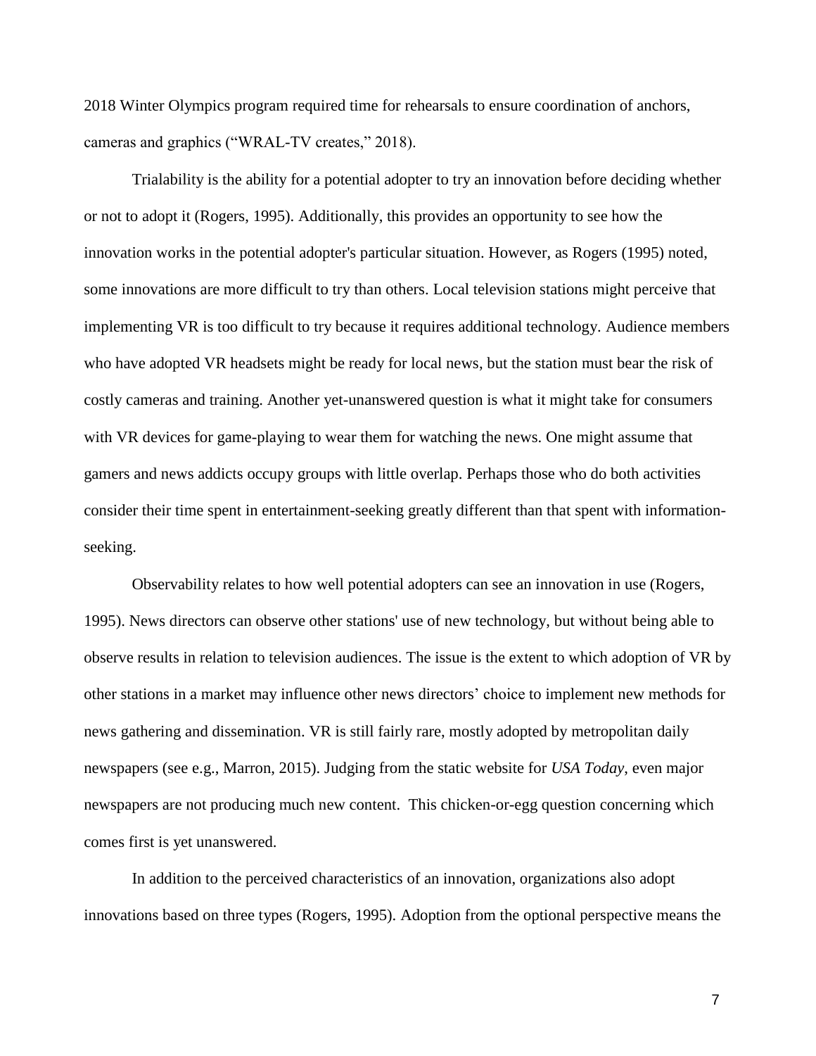2018 Winter Olympics program required time for rehearsals to ensure coordination of anchors, cameras and graphics ("WRAL-TV creates," 2018).

Trialability is the ability for a potential adopter to try an innovation before deciding whether or not to adopt it (Rogers, 1995). Additionally, this provides an opportunity to see how the innovation works in the potential adopter's particular situation. However, as Rogers (1995) noted, some innovations are more difficult to try than others. Local television stations might perceive that implementing VR is too difficult to try because it requires additional technology. Audience members who have adopted VR headsets might be ready for local news, but the station must bear the risk of costly cameras and training. Another yet-unanswered question is what it might take for consumers with VR devices for game-playing to wear them for watching the news. One might assume that gamers and news addicts occupy groups with little overlap. Perhaps those who do both activities consider their time spent in entertainment-seeking greatly different than that spent with information-seeking.

Observability relates to how well potential adopters can see an innovation in use (Rogers, 1995). News directors can observe other stations' use of new technology, but without being able to observe results in relation to television audiences. The issue is the extent to which adoption of VR by other stations in a market may influence other news directors' choice to implement new methods for news gathering and dissemination. VR is still fairly rare, mostly adopted by metropolitan daily newspapers (see e.g., Marron, 2015). Judging from the static website for *USA Today*, even major newspapers are not producing much new content. This chicken-or-egg question concerning which comes first is yet unanswered.

In addition to the perceived characteristics of an innovation, organizations also adopt innovations based on three types (Rogers, 1995). Adoption from the optional perspective means the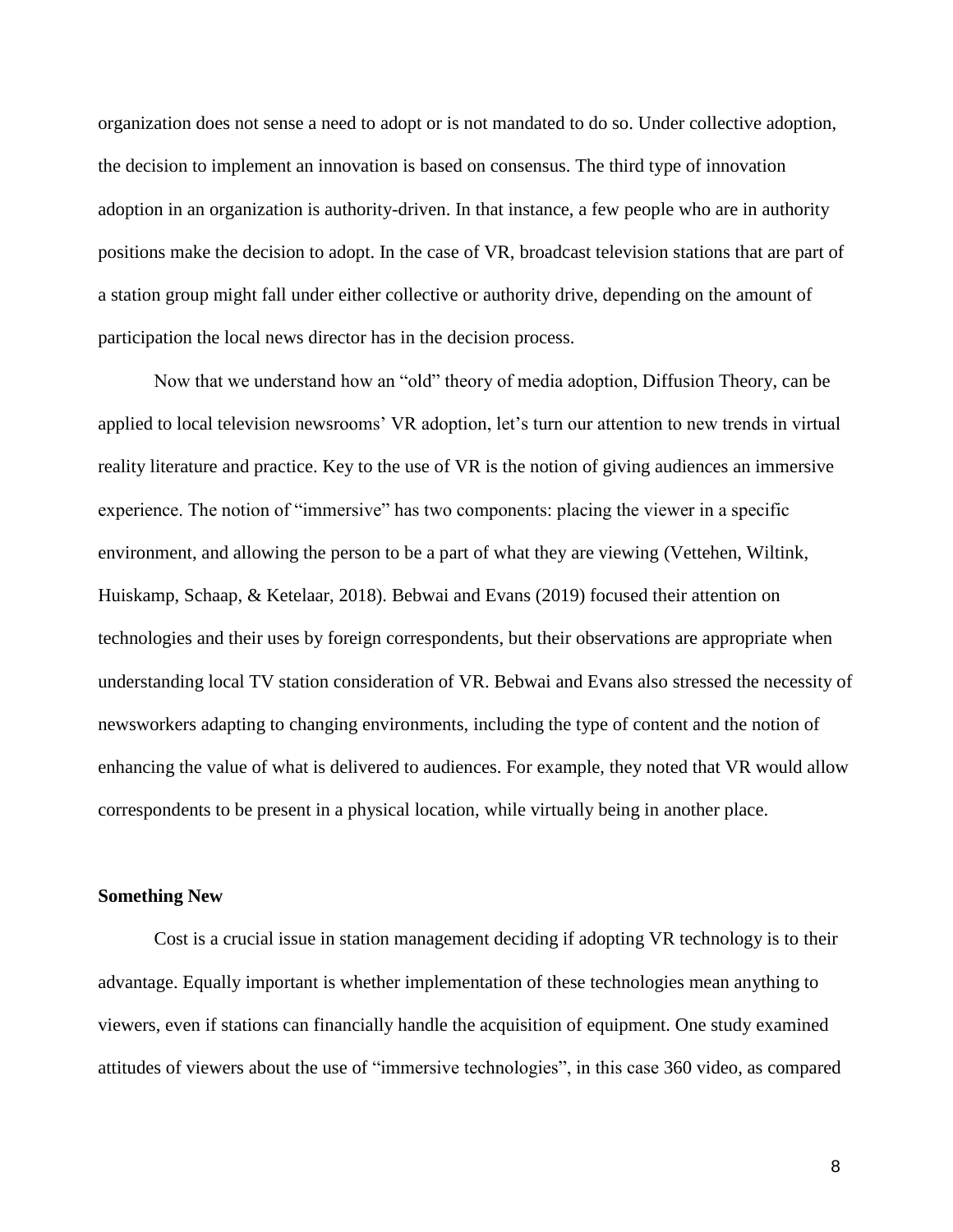organization does not sense a need to adopt or is not mandated to do so. Under collective adoption, the decision to implement an innovation is based on consensus. The third type of innovation adoption in an organization is authority-driven. In that instance, a few people who are in authority positions make the decision to adopt. In the case of VR, broadcast television stations that are part of a station group might fall under either collective or authority drive, depending on the amount of participation the local news director has in the decision process.

Now that we understand how an "old" theory of media adoption, Diffusion Theory, can be applied to local television newsrooms' VR adoption, let's turn our attention to new trends in virtual reality literature and practice. Key to the use of VR is the notion of giving audiences an immersive experience. The notion of "immersive" has two components: placing the viewer in a specific environment, and allowing the person to be a part of what they are viewing (Vettehen, Wiltink, Huiskamp, Schaap, & Ketelaar, 2018). Bebwai and Evans (2019) focused their attention on technologies and their uses by foreign correspondents, but their observations are appropriate when understanding local TV station consideration of VR. Bebwai and Evans also stressed the necessity of newsworkers adapting to changing environments, including the type of content and the notion of enhancing the value of what is delivered to audiences. For example, they noted that VR would allow correspondents to be present in a physical location, while virtually being in another place.

**Something New**

Cost is a crucial issue in station management deciding if adopting VR technology is to their advantage. Equally important is whether implementation of these technologies mean anything to viewers, even if stations can financially handle the acquisition of equipment. One study examined attitudes of viewers about the use of "immersive technologies", in this case 360 video, as compared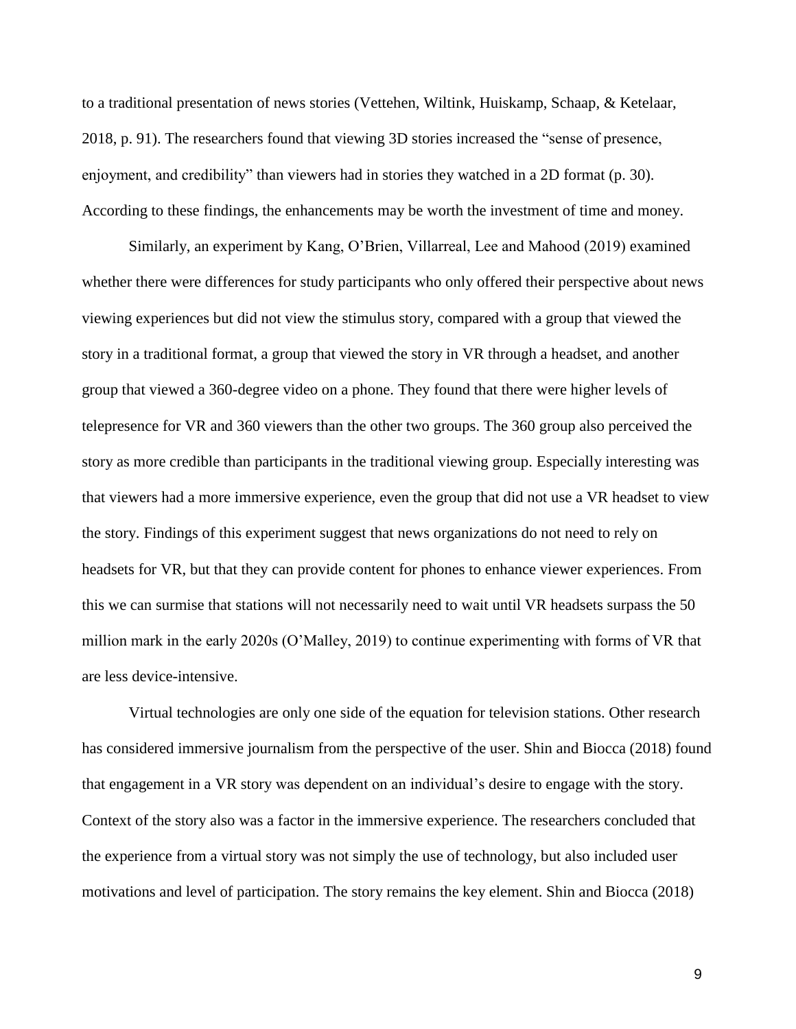to a traditional presentation of news stories (Vettehen, Wiltink, Huiskamp, Schaap, & Ketelaar, 2018, p. 91). The researchers found that viewing 3D stories increased the "sense of presence, enjoyment, and credibility" than viewers had in stories they watched in a 2D format (p. 30). According to these findings, the enhancements may be worth the investment of time and money.

Similarly, an experiment by Kang, O'Brien, Villarreal, Lee and Mahood (2019) examined whether there were differences for study participants who only offered their perspective about news viewing experiences but did not view the stimulus story, compared with a group that viewed the story in a traditional format, a group that viewed the story in VR through a headset, and another group that viewed a 360-degree video on a phone. They found that there were higher levels of telepresence for VR and 360 viewers than the other two groups. The 360 group also perceived the story as more credible than participants in the traditional viewing group. Especially interesting was that viewers had a more immersive experience, even the group that did not use a VR headset to view the story. Findings of this experiment suggest that news organizations do not need to rely on headsets for VR, but that they can provide content for phones to enhance viewer experiences. From this we can surmise that stations will not necessarily need to wait until VR headsets surpass the 50 million mark in the early 2020s (O'Malley, 2019) to continue experimenting with forms of VR that are less device-intensive.

Virtual technologies are only one side of the equation for television stations. Other research has considered immersive journalism from the perspective of the user. Shin and Biocca (2018) found that engagement in a VR story was dependent on an individual's desire to engage with the story. Context of the story also was a factor in the immersive experience. The researchers concluded that the experience from a virtual story was not simply the use of technology, but also included user motivations and level of participation. The story remains the key element. Shin and Biocca (2018)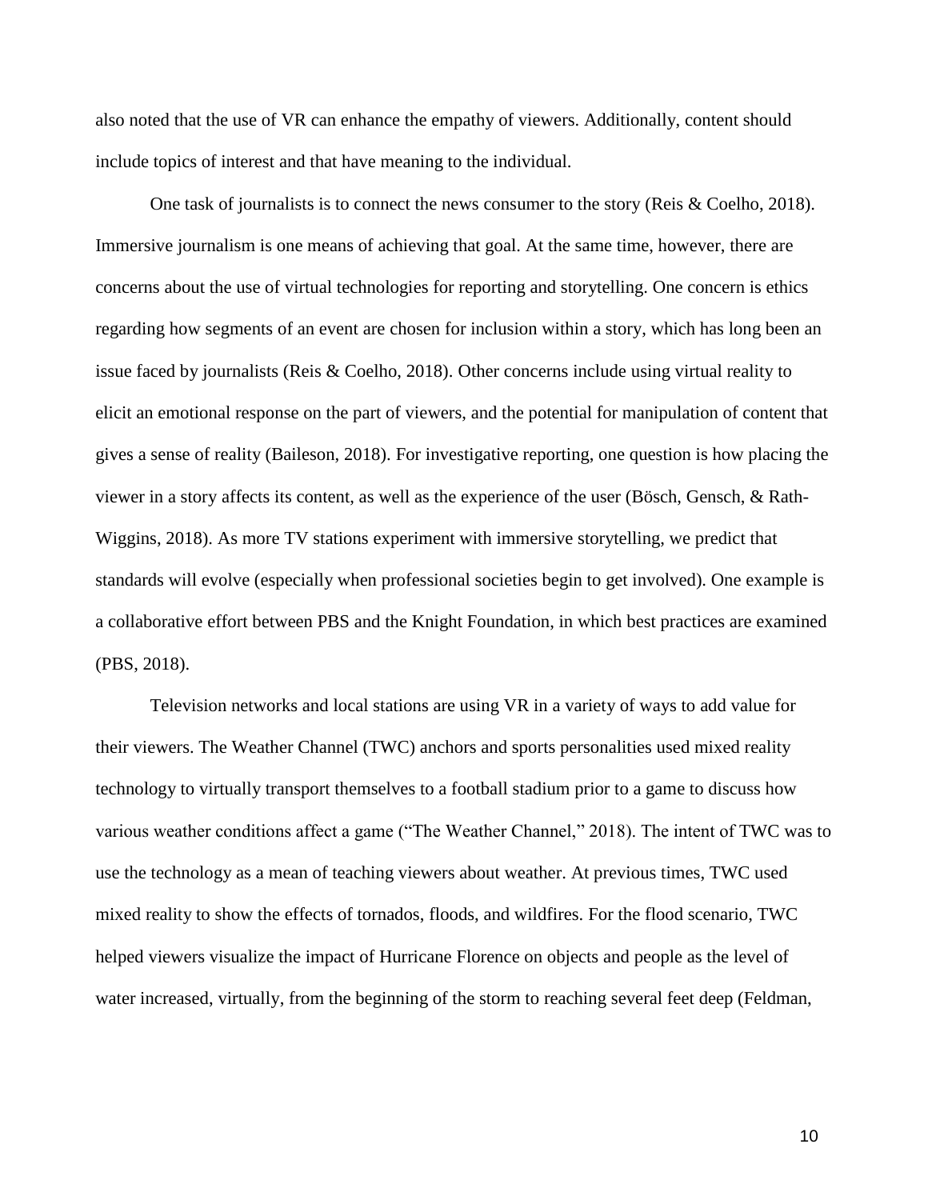also noted that the use of VR can enhance the empathy of viewers. Additionally, content should include topics of interest and that have meaning to the individual.

One task of journalists is to connect the news consumer to the story (Reis & Coelho, 2018). Immersive journalism is one means of achieving that goal. At the same time, however, there are concerns about the use of virtual technologies for reporting and storytelling. One concern is ethics regarding how segments of an event are chosen for inclusion within a story, which has long been an issue faced by journalists (Reis & Coelho, 2018). Other concerns include using virtual reality to elicit an emotional response on the part of viewers, and the potential for manipulation of content that gives a sense of reality (Baileson, 2018). For investigative reporting, one question is how placing the viewer in a story affects its content, as well as the experience of the user (Bösch, Gensch, & Rath-Wiggins, 2018). As more TV stations experiment with immersive storytelling, we predict that standards will evolve (especially when professional societies begin to get involved). One example is a collaborative effort between PBS and the Knight Foundation, in which best practices are examined (PBS, 2018).

Television networks and local stations are using VR in a variety of ways to add value for their viewers. The Weather Channel (TWC) anchors and sports personalities used mixed reality technology to virtually transport themselves to a football stadium prior to a game to discuss how various weather conditions affect a game ("The Weather Channel," 2018). The intent of TWC was to use the technology as a mean of teaching viewers about weather. At previous times, TWC used mixed reality to show the effects of tornados, floods, and wildfires. For the flood scenario, TWC helped viewers visualize the impact of Hurricane Florence on objects and people as the level of water increased, virtually, from the beginning of the storm to reaching several feet deep (Feldman,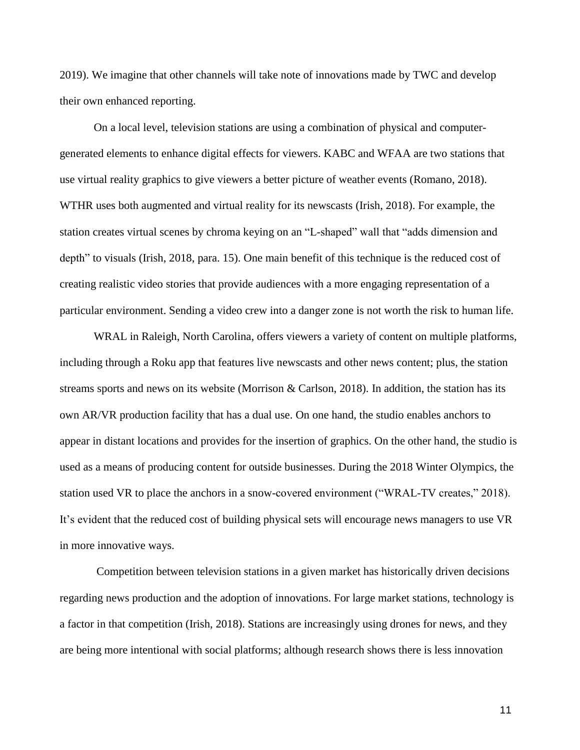2019). We imagine that other channels will take note of innovations made by TWC and develop their own enhanced reporting.

On a local level, television stations are using a combination of physical and computer-generated elements to enhance digital effects for viewers. KABC and WFAA are two stations that use virtual reality graphics to give viewers a better picture of weather events (Romano, 2018). WTHR uses both augmented and virtual reality for its newscasts (Irish, 2018). For example, the station creates virtual scenes by chroma keying on an "L-shaped" wall that "adds dimension and depth" to visuals (Irish, 2018, para. 15). One main benefit of this technique is the reduced cost of creating realistic video stories that provide audiences with a more engaging representation of a particular environment. Sending a video crew into a danger zone is not worth the risk to human life.

WRAL in Raleigh, North Carolina, offers viewers a variety of content on multiple platforms, including through a Roku app that features live newscasts and other news content; plus, the station streams sports and news on its website (Morrison & Carlson, 2018). In addition, the station has its own AR/VR production facility that has a dual use. On one hand, the studio enables anchors to appear in distant locations and provides for the insertion of graphics. On the other hand, the studio is used as a means of producing content for outside businesses. During the 2018 Winter Olympics, the station used VR to place the anchors in a snow-covered environment ("WRAL-TV creates," 2018). It's evident that the reduced cost of building physical sets will encourage news managers to use VR in more innovative ways.

Competition between television stations in a given market has historically driven decisions regarding news production and the adoption of innovations. For large market stations, technology is a factor in that competition (Irish, 2018). Stations are increasingly using drones for news, and they are being more intentional with social platforms; although research shows there is less innovation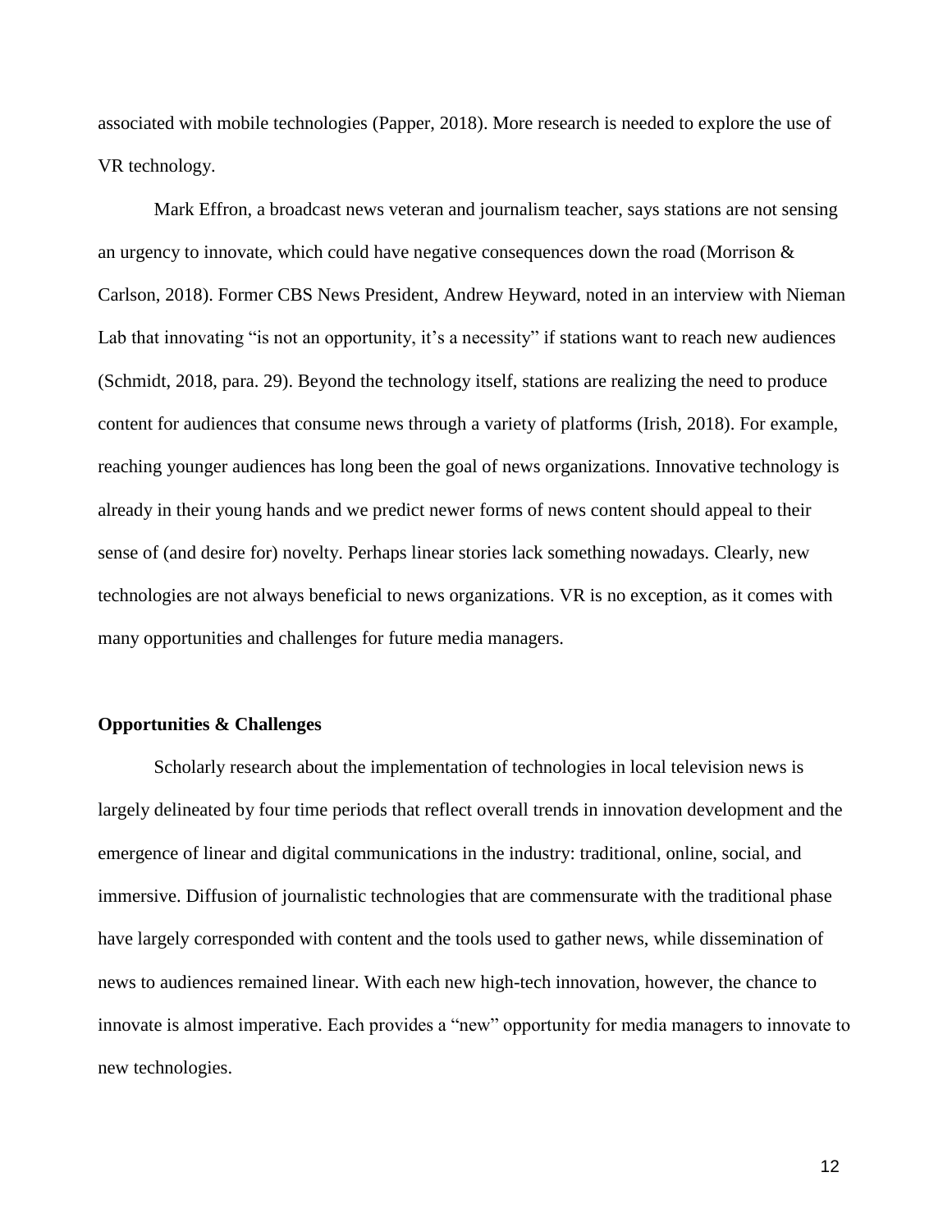associated with mobile technologies (Papper, 2018). More research is needed to explore the use of VR technology.

Mark Effron, a broadcast news veteran and journalism teacher, says stations are not sensing an urgency to innovate, which could have negative consequences down the road (Morrison & Carlson, 2018). Former CBS News President, Andrew Heyward, noted in an interview with Nieman Lab that innovating "is not an opportunity, it's a necessity" if stations want to reach new audiences (Schmidt, 2018, para. 29). Beyond the technology itself, stations are realizing the need to produce content for audiences that consume news through a variety of platforms (Irish, 2018). For example, reaching younger audiences has long been the goal of news organizations. Innovative technology is already in their young hands and we predict newer forms of news content should appeal to their sense of (and desire for) novelty. Perhaps linear stories lack something nowadays. Clearly, new technologies are not always beneficial to news organizations. VR is no exception, as it comes with many opportunities and challenges for future media managers.

**Opportunities & Challenges**

Scholarly research about the implementation of technologies in local television news is largely delineated by four time periods that reflect overall trends in innovation development and the emergence of linear and digital communications in the industry: traditional, online, social, and immersive. Diffusion of journalistic technologies that are commensurate with the traditional phase have largely corresponded with content and the tools used to gather news, while dissemination of news to audiences remained linear. With each new high-tech innovation, however, the chance to innovate is almost imperative. Each provides a "new" opportunity for media managers to innovate to new technologies.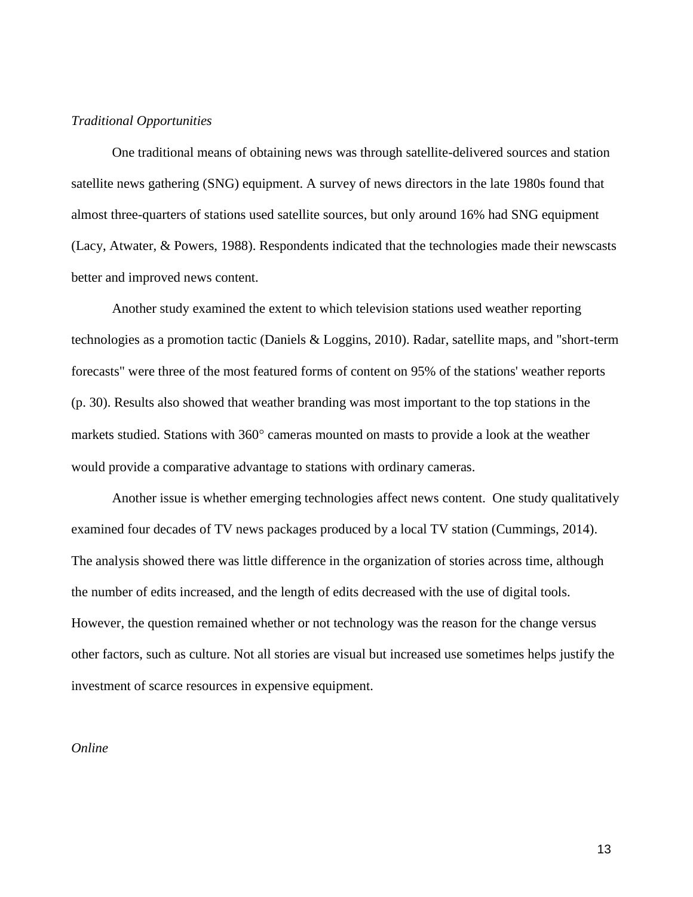*Traditional Opportunities*

One traditional means of obtaining news was through satellite-delivered sources and station satellite news gathering (SNG) equipment. A survey of news directors in the late 1980s found that almost three-quarters of stations used satellite sources, but only around 16% had SNG equipment (Lacy, Atwater, & Powers, 1988). Respondents indicated that the technologies made their newscasts better and improved news content.

Another study examined the extent to which television stations used weather reporting technologies as a promotion tactic (Daniels & Loggins, 2010). Radar, satellite maps, and "short-term forecasts" were three of the most featured forms of content on 95% of the stations' weather reports (p. 30). Results also showed that weather branding was most important to the top stations in the markets studied. Stations with 360° cameras mounted on masts to provide a look at the weather would provide a comparative advantage to stations with ordinary cameras.

Another issue is whether emerging technologies affect news content. One study qualitatively examined four decades of TV news packages produced by a local TV station (Cummings, 2014). The analysis showed there was little difference in the organization of stories across time, although the number of edits increased, and the length of edits decreased with the use of digital tools. However, the question remained whether or not technology was the reason for the change versus other factors, such as culture. Not all stories are visual but increased use sometimes helps justify the investment of scarce resources in expensive equipment.

*Online*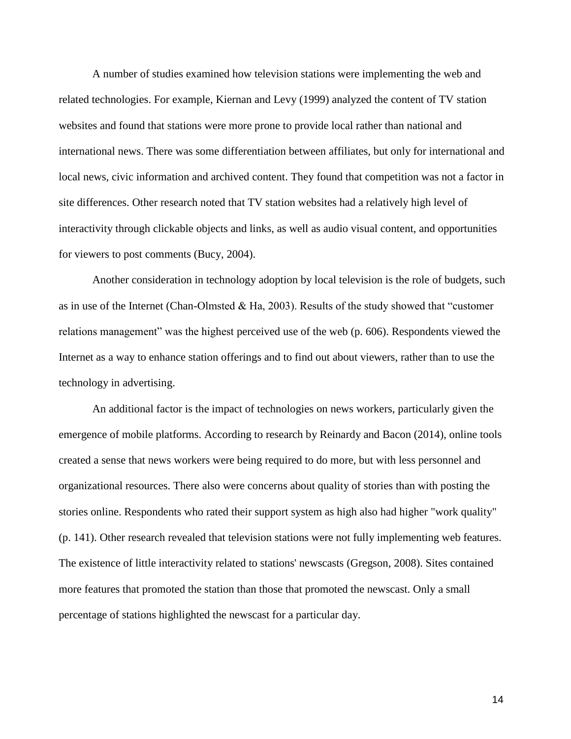A number of studies examined how television stations were implementing the web and related technologies. For example, Kiernan and Levy (1999) analyzed the content of TV station websites and found that stations were more prone to provide local rather than national and international news. There was some differentiation between affiliates, but only for international and local news, civic information and archived content. They found that competition was not a factor in site differences. Other research noted that TV station websites had a relatively high level of interactivity through clickable objects and links, as well as audio visual content, and opportunities for viewers to post comments (Bucy, 2004).

Another consideration in technology adoption by local television is the role of budgets, such as in use of the Internet (Chan-Olmsted & Ha, 2003). Results of the study showed that “customer relations management” was the highest perceived use of the web (p. 606). Respondents viewed the Internet as a way to enhance station offerings and to find out about viewers, rather than to use the technology in advertising.

An additional factor is the impact of technologies on news workers, particularly given the emergence of mobile platforms. According to research by Reinardy and Bacon (2014), online tools created a sense that news workers were being required to do more, but with less personnel and organizational resources. There also were concerns about quality of stories than with posting the stories online. Respondents who rated their support system as high also had higher "work quality" (p. 141). Other research revealed that television stations were not fully implementing web features. The existence of little interactivity related to stations' newscasts (Gregson, 2008). Sites contained more features that promoted the station than those that promoted the newscast. Only a small percentage of stations highlighted the newscast for a particular day.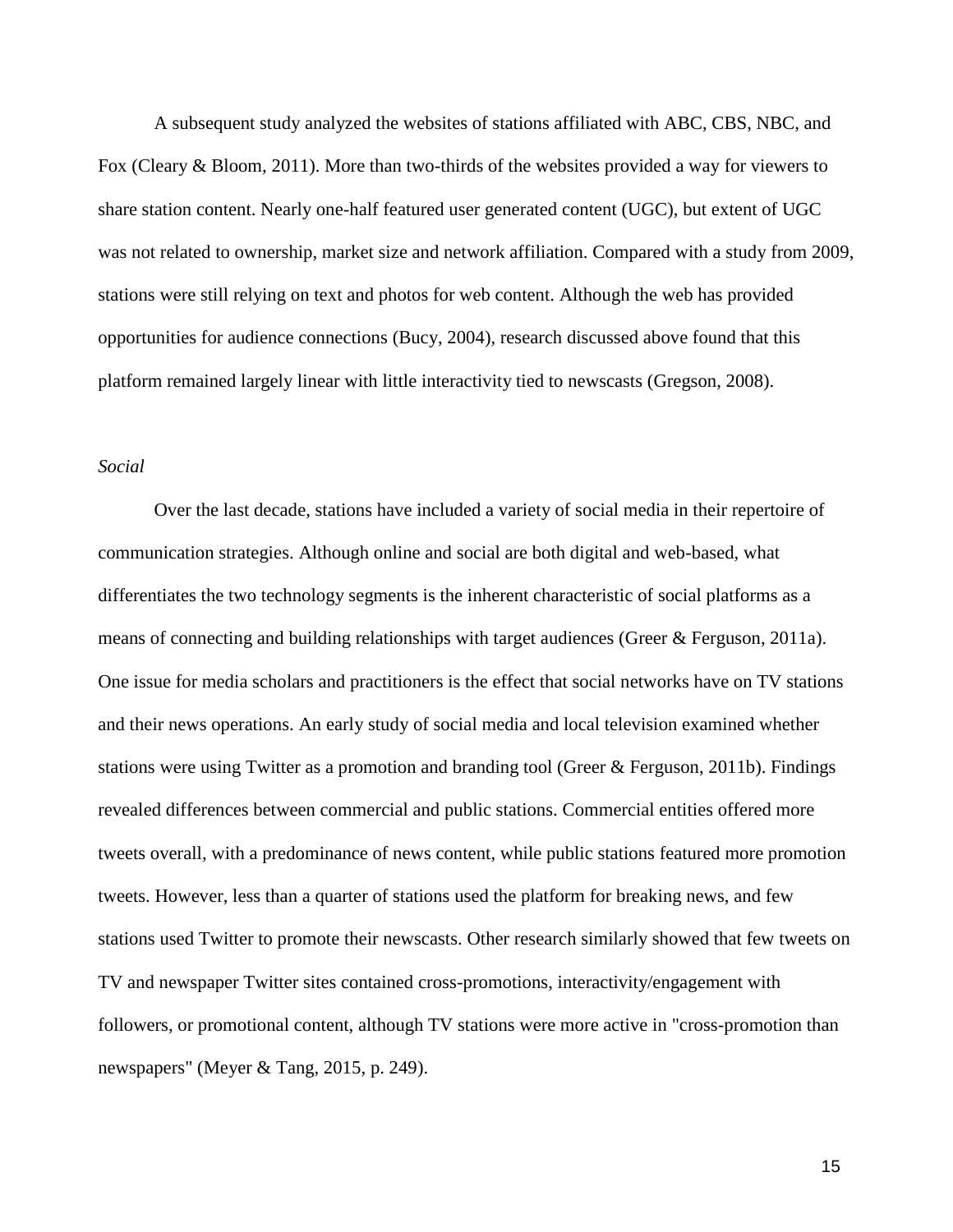A subsequent study analyzed the websites of stations affiliated with ABC, CBS, NBC, and Fox (Cleary & Bloom, 2011). More than two-thirds of the websites provided a way for viewers to share station content. Nearly one-half featured user generated content (UGC), but extent of UGC was not related to ownership, market size and network affiliation. Compared with a study from 2009, stations were still relying on text and photos for web content. Although the web has provided opportunities for audience connections (Bucy, 2004), research discussed above found that this platform remained largely linear with little interactivity tied to newscasts (Gregson, 2008).

*Social*

Over the last decade, stations have included a variety of social media in their repertoire of communication strategies. Although online and social are both digital and web-based, what differentiates the two technology segments is the inherent characteristic of social platforms as a means of connecting and building relationships with target audiences (Greer & Ferguson, 2011a). One issue for media scholars and practitioners is the effect that social networks have on TV stations and their news operations. An early study of social media and local television examined whether stations were using Twitter as a promotion and branding tool (Greer & Ferguson, 2011b). Findings revealed differences between commercial and public stations. Commercial entities offered more tweets overall, with a predominance of news content, while public stations featured more promotion tweets. However, less than a quarter of stations used the platform for breaking news, and few stations used Twitter to promote their newscasts. Other research similarly showed that few tweets on TV and newspaper Twitter sites contained cross-promotions, interactivity/engagement with followers, or promotional content, although TV stations were more active in "cross-promotion than newspapers" (Meyer & Tang, 2015, p. 249).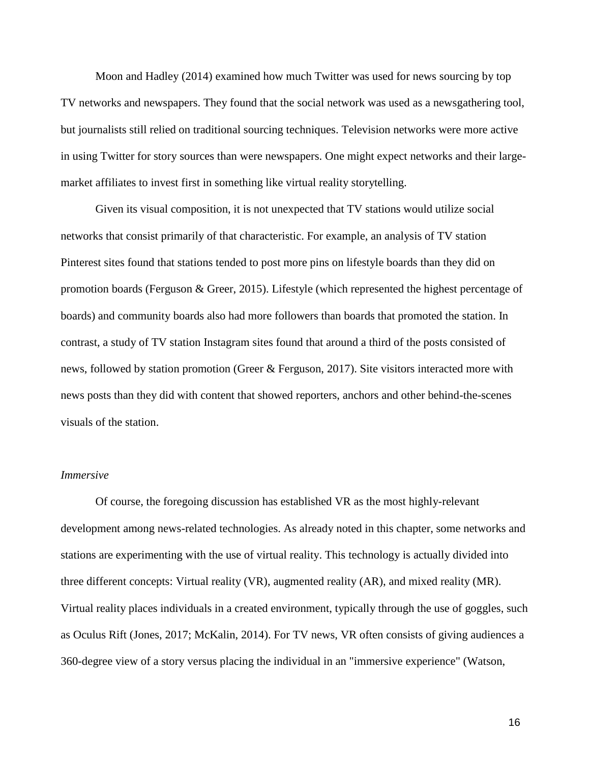Moon and Hadley (2014) examined how much Twitter was used for news sourcing by top TV networks and newspapers. They found that the social network was used as a newsgathering tool, but journalists still relied on traditional sourcing techniques. Television networks were more active in using Twitter for story sources than were newspapers. One might expect networks and their large-market affiliates to invest first in something like virtual reality storytelling.

Given its visual composition, it is not unexpected that TV stations would utilize social networks that consist primarily of that characteristic. For example, an analysis of TV station Pinterest sites found that stations tended to post more pins on lifestyle boards than they did on promotion boards (Ferguson & Greer, 2015). Lifestyle (which represented the highest percentage of boards) and community boards also had more followers than boards that promoted the station. In contrast, a study of TV station Instagram sites found that around a third of the posts consisted of news, followed by station promotion (Greer & Ferguson, 2017). Site visitors interacted more with news posts than they did with content that showed reporters, anchors and other behind-the-scenes visuals of the station.

*Immersive*

Of course, the foregoing discussion has established VR as the most highly-relevant development among news-related technologies. As already noted in this chapter, some networks and stations are experimenting with the use of virtual reality. This technology is actually divided into three different concepts: Virtual reality (VR), augmented reality (AR), and mixed reality (MR). Virtual reality places individuals in a created environment, typically through the use of goggles, such as Oculus Rift (Jones, 2017; McKalin, 2014). For TV news, VR often consists of giving audiences a 360-degree view of a story versus placing the individual in an "immersive experience" (Watson,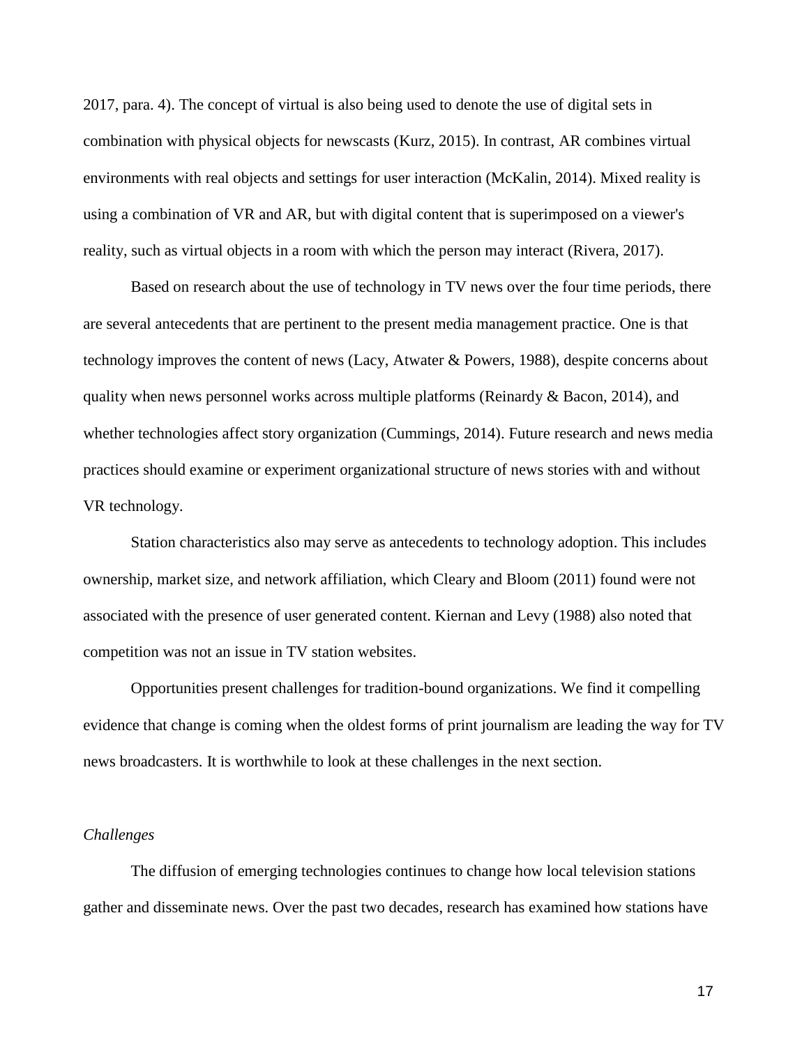2017, para. 4). The concept of virtual is also being used to denote the use of digital sets in combination with physical objects for newscasts (Kurz, 2015). In contrast, AR combines virtual environments with real objects and settings for user interaction (McKalin, 2014). Mixed reality is using a combination of VR and AR, but with digital content that is superimposed on a viewer's reality, such as virtual objects in a room with which the person may interact (Rivera, 2017).

Based on research about the use of technology in TV news over the four time periods, there are several antecedents that are pertinent to the present media management practice. One is that technology improves the content of news (Lacy, Atwater & Powers, 1988), despite concerns about quality when news personnel works across multiple platforms (Reinardy & Bacon, 2014), and whether technologies affect story organization (Cummings, 2014). Future research and news media practices should examine or experiment organizational structure of news stories with and without VR technology.

Station characteristics also may serve as antecedents to technology adoption. This includes ownership, market size, and network affiliation, which Cleary and Bloom (2011) found were not associated with the presence of user generated content. Kiernan and Levy (1988) also noted that competition was not an issue in TV station websites.

Opportunities present challenges for tradition-bound organizations. We find it compelling evidence that change is coming when the oldest forms of print journalism are leading the way for TV news broadcasters. It is worthwhile to look at these challenges in the next section.

### *Challenges*

The diffusion of emerging technologies continues to change how local television stations gather and disseminate news. Over the past two decades, research has examined how stations have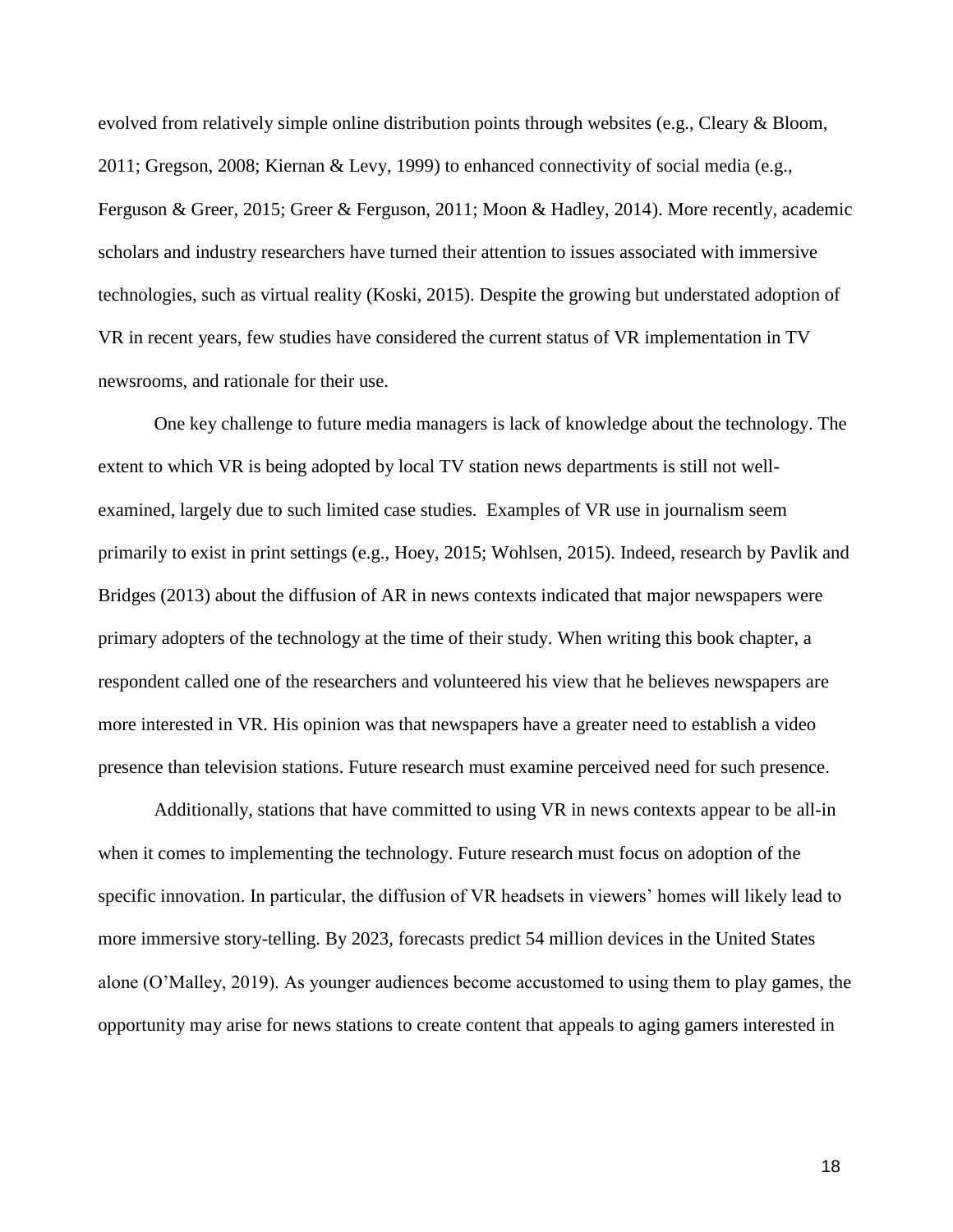evolved from relatively simple online distribution points through websites (e.g., Cleary & Bloom, 2011; Gregson, 2008; Kiernan & Levy, 1999) to enhanced connectivity of social media (e.g., Ferguson & Greer, 2015; Greer & Ferguson, 2011; Moon & Hadley, 2014). More recently, academic scholars and industry researchers have turned their attention to issues associated with immersive technologies, such as virtual reality (Koski, 2015). Despite the growing but understated adoption of VR in recent years, few studies have considered the current status of VR implementation in TV newsrooms, and rationale for their use.

One key challenge to future media managers is lack of knowledge about the technology. The extent to which VR is being adopted by local TV station news departments is still not well-examined, largely due to such limited case studies. Examples of VR use in journalism seem primarily to exist in print settings (e.g., Hoey, 2015; Wohlsen, 2015). Indeed, research by Pavlik and Bridges (2013) about the diffusion of AR in news contexts indicated that major newspapers were primary adopters of the technology at the time of their study. When writing this book chapter, a respondent called one of the researchers and volunteered his view that he believes newspapers are more interested in VR. His opinion was that newspapers have a greater need to establish a video presence than television stations. Future research must examine perceived need for such presence.

Additionally, stations that have committed to using VR in news contexts appear to be all-in when it comes to implementing the technology. Future research must focus on adoption of the specific innovation. In particular, the diffusion of VR headsets in viewers' homes will likely lead to more immersive story-telling. By 2023, forecasts predict 54 million devices in the United States alone (O'Malley, 2019). As younger audiences become accustomed to using them to play games, the opportunity may arise for news stations to create content that appeals to aging gamers interested in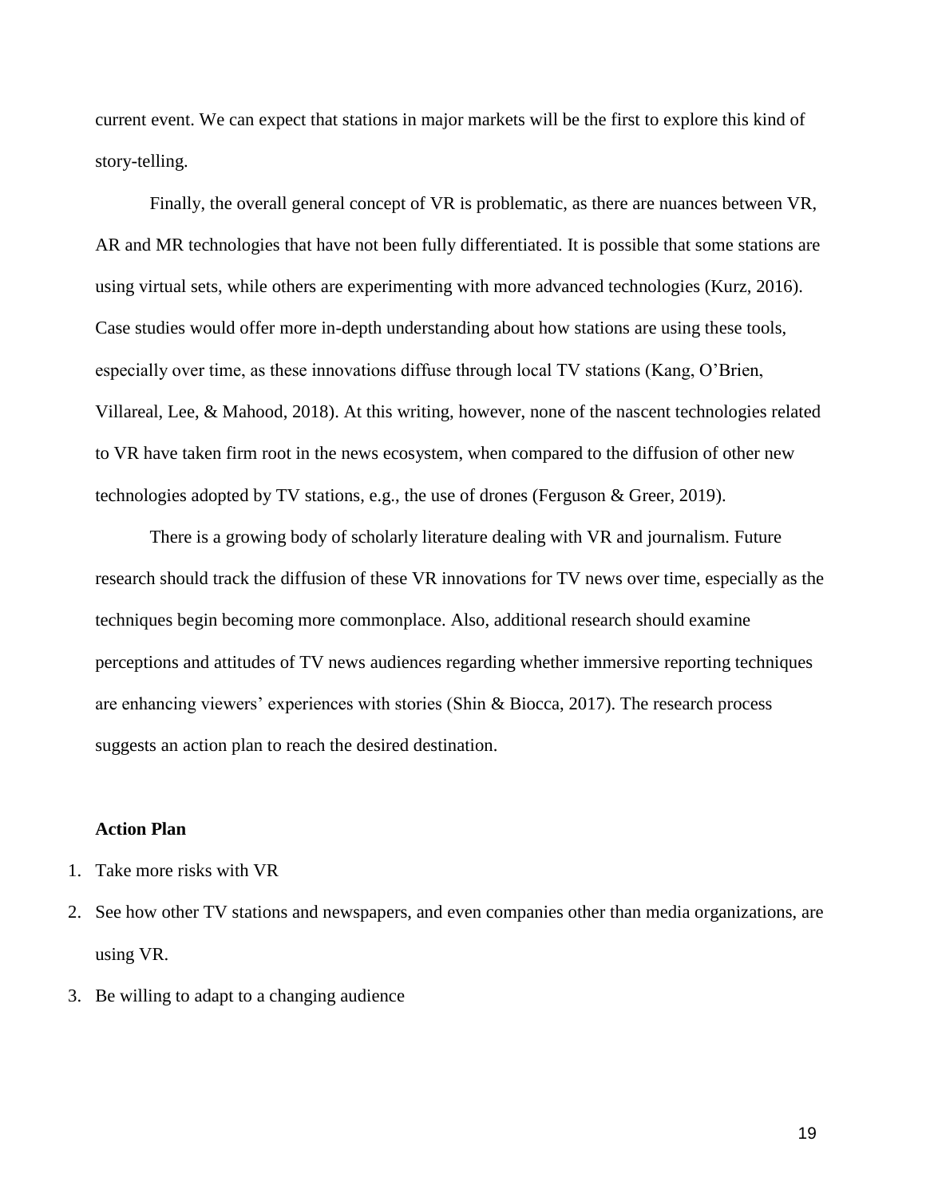current event. We can expect that stations in major markets will be the first to explore this kind of story-telling.

Finally, the overall general concept of VR is problematic, as there are nuances between VR, AR and MR technologies that have not been fully differentiated. It is possible that some stations are using virtual sets, while others are experimenting with more advanced technologies (Kurz, 2016). Case studies would offer more in-depth understanding about how stations are using these tools, especially over time, as these innovations diffuse through local TV stations (Kang, O'Brien, Villareal, Lee, & Mahood, 2018). At this writing, however, none of the nascent technologies related to VR have taken firm root in the news ecosystem, when compared to the diffusion of other new technologies adopted by TV stations, e.g., the use of drones (Ferguson & Greer, 2019).

There is a growing body of scholarly literature dealing with VR and journalism. Future research should track the diffusion of these VR innovations for TV news over time, especially as the techniques begin becoming more commonplace. Also, additional research should examine perceptions and attitudes of TV news audiences regarding whether immersive reporting techniques are enhancing viewers' experiences with stories (Shin & Biocca, 2017). The research process suggests an action plan to reach the desired destination.

**Action Plan**

1. Take more risks with VR
2. See how other TV stations and newspapers, and even companies other than media organizations, are using VR.
3. Be willing to adapt to a changing audience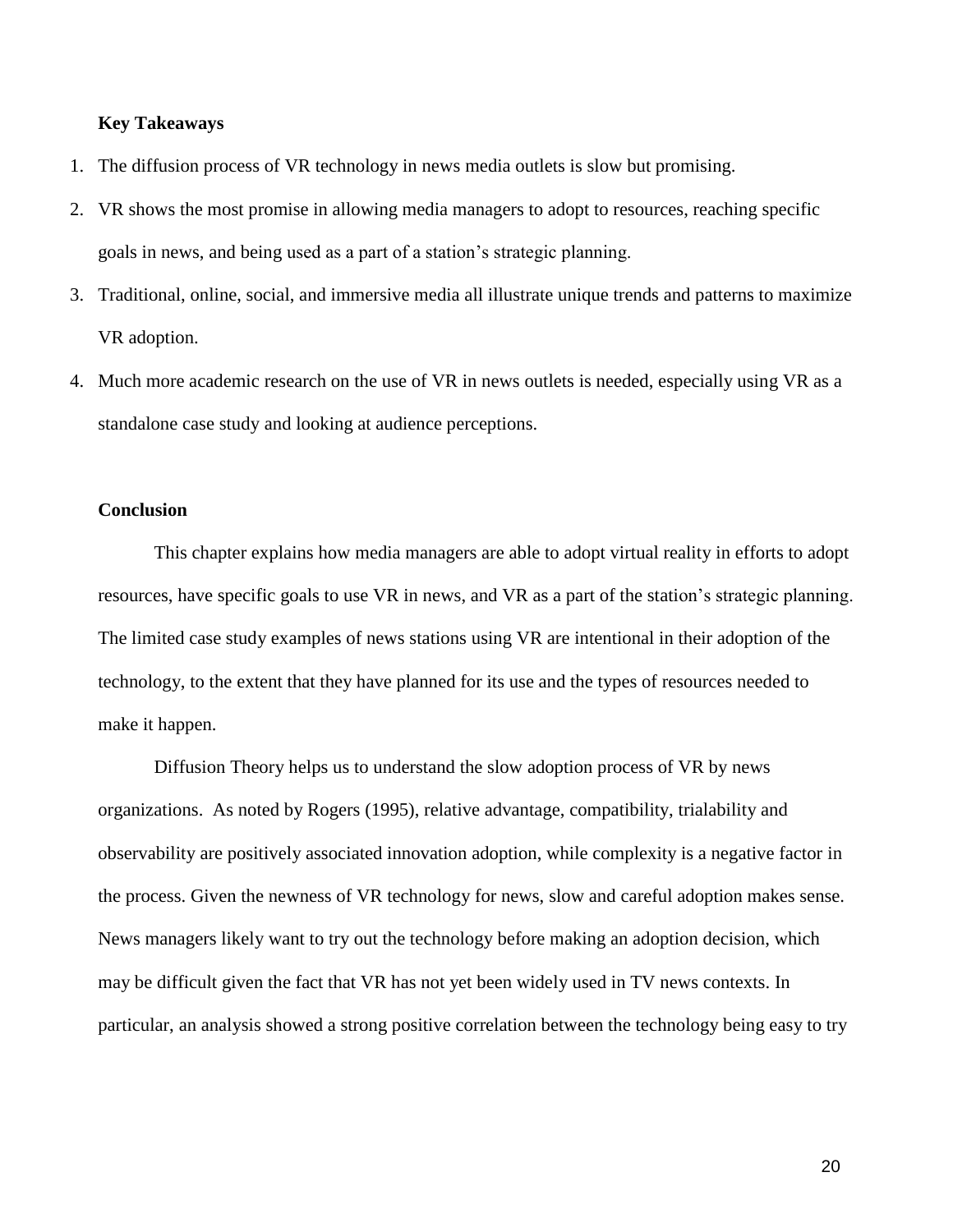**Key Takeaways**

1. The diffusion process of VR technology in news media outlets is slow but promising.
2. VR shows the most promise in allowing media managers to adopt to resources, reaching specific goals in news, and being used as a part of a station's strategic planning.
3. Traditional, online, social, and immersive media all illustrate unique trends and patterns to maximize VR adoption.
4. Much more academic research on the use of VR in news outlets is needed, especially using VR as a standalone case study and looking at audience perceptions.

**Conclusion**

This chapter explains how media managers are able to adopt virtual reality in efforts to adopt resources, have specific goals to use VR in news, and VR as a part of the station's strategic planning. The limited case study examples of news stations using VR are intentional in their adoption of the technology, to the extent that they have planned for its use and the types of resources needed to make it happen.

Diffusion Theory helps us to understand the slow adoption process of VR by news organizations. As noted by Rogers (1995), relative advantage, compatibility, trialability and observability are positively associated innovation adoption, while complexity is a negative factor in the process. Given the newness of VR technology for news, slow and careful adoption makes sense. News managers likely want to try out the technology before making an adoption decision, which may be difficult given the fact that VR has not yet been widely used in TV news contexts. In particular, an analysis showed a strong positive correlation between the technology being easy to try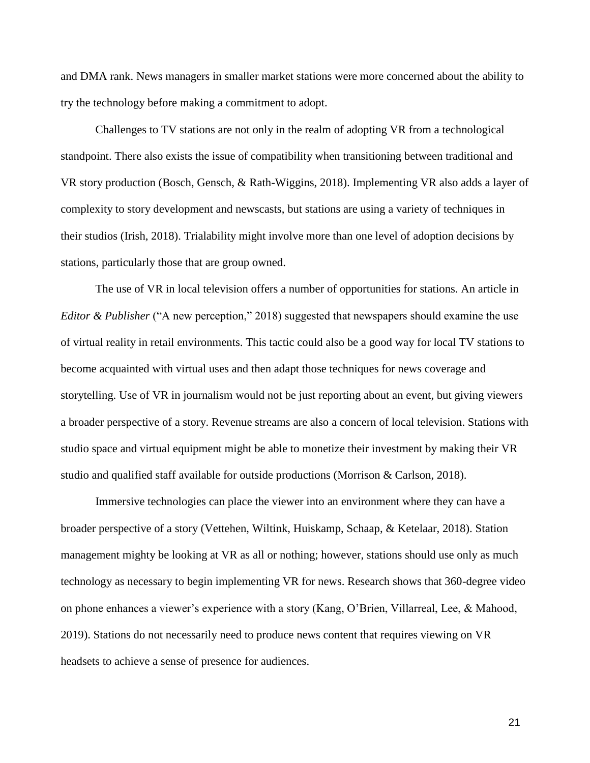and DMA rank. News managers in smaller market stations were more concerned about the ability to try the technology before making a commitment to adopt.

Challenges to TV stations are not only in the realm of adopting VR from a technological standpoint. There also exists the issue of compatibility when transitioning between traditional and VR story production (Bosch, Gensch, & Rath-Wiggins, 2018). Implementing VR also adds a layer of complexity to story development and newscasts, but stations are using a variety of techniques in their studios (Irish, 2018). Trialability might involve more than one level of adoption decisions by stations, particularly those that are group owned.

The use of VR in local television offers a number of opportunities for stations. An article in *Editor & Publisher* ("A new perception," 2018) suggested that newspapers should examine the use of virtual reality in retail environments. This tactic could also be a good way for local TV stations to become acquainted with virtual uses and then adapt those techniques for news coverage and storytelling. Use of VR in journalism would not be just reporting about an event, but giving viewers a broader perspective of a story. Revenue streams are also a concern of local television. Stations with studio space and virtual equipment might be able to monetize their investment by making their VR studio and qualified staff available for outside productions (Morrison & Carlson, 2018).

Immersive technologies can place the viewer into an environment where they can have a broader perspective of a story (Vettehen, Wiltink, Huiskamp, Schaap, & Ketelaar, 2018). Station management mighty be looking at VR as all or nothing; however, stations should use only as much technology as necessary to begin implementing VR for news. Research shows that 360-degree video on phone enhances a viewer's experience with a story (Kang, O'Brien, Villarreal, Lee, & Mahood, 2019). Stations do not necessarily need to produce news content that requires viewing on VR headsets to achieve a sense of presence for audiences.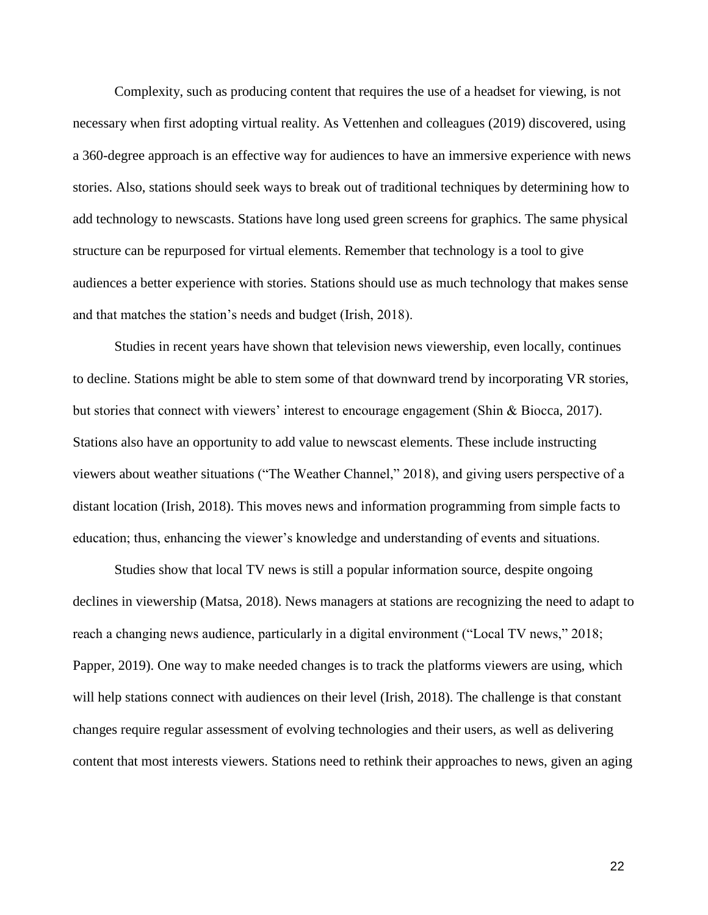Complexity, such as producing content that requires the use of a headset for viewing, is not necessary when first adopting virtual reality. As Vettenhen and colleagues (2019) discovered, using a 360-degree approach is an effective way for audiences to have an immersive experience with news stories. Also, stations should seek ways to break out of traditional techniques by determining how to add technology to newscasts. Stations have long used green screens for graphics. The same physical structure can be repurposed for virtual elements. Remember that technology is a tool to give audiences a better experience with stories. Stations should use as much technology that makes sense and that matches the station's needs and budget (Irish, 2018).

Studies in recent years have shown that television news viewership, even locally, continues to decline. Stations might be able to stem some of that downward trend by incorporating VR stories, but stories that connect with viewers' interest to encourage engagement (Shin & Biocca, 2017). Stations also have an opportunity to add value to newscast elements. These include instructing viewers about weather situations ("The Weather Channel," 2018), and giving users perspective of a distant location (Irish, 2018). This moves news and information programming from simple facts to education; thus, enhancing the viewer's knowledge and understanding of events and situations.

Studies show that local TV news is still a popular information source, despite ongoing declines in viewership (Matsa, 2018). News managers at stations are recognizing the need to adapt to reach a changing news audience, particularly in a digital environment ("Local TV news," 2018; Papper, 2019). One way to make needed changes is to track the platforms viewers are using, which will help stations connect with audiences on their level (Irish, 2018). The challenge is that constant changes require regular assessment of evolving technologies and their users, as well as delivering content that most interests viewers. Stations need to rethink their approaches to news, given an aging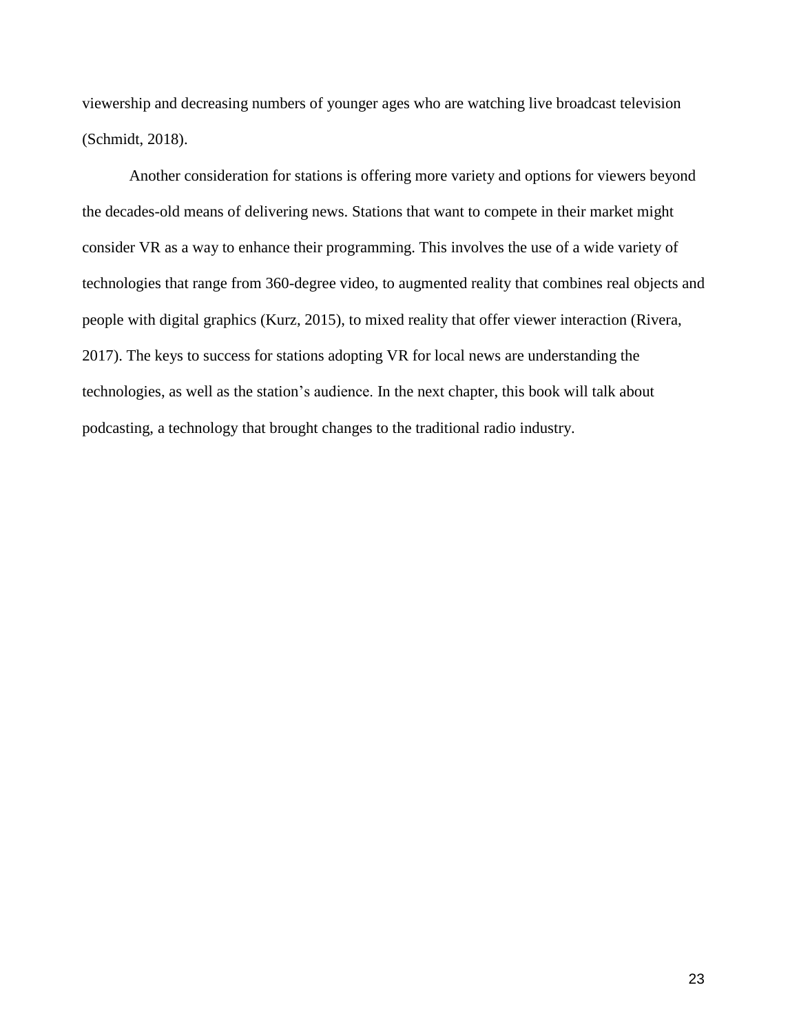viewership and decreasing numbers of younger ages who are watching live broadcast television (Schmidt, 2018).

Another consideration for stations is offering more variety and options for viewers beyond the decades-old means of delivering news. Stations that want to compete in their market might consider VR as a way to enhance their programming. This involves the use of a wide variety of technologies that range from 360-degree video, to augmented reality that combines real objects and people with digital graphics (Kurz, 2015), to mixed reality that offer viewer interaction (Rivera, 2017). The keys to success for stations adopting VR for local news are understanding the technologies, as well as the station's audience. In the next chapter, this book will talk about podcasting, a technology that brought changes to the traditional radio industry.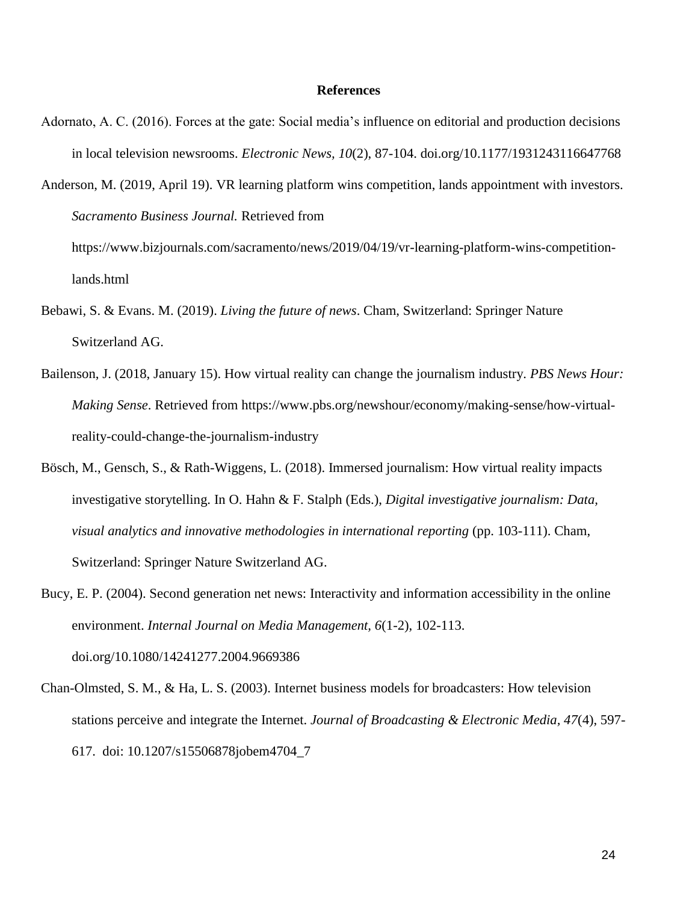## References

Adornato, A. C. (2016). Forces at the gate: Social media's influence on editorial and production decisions in local television newsrooms. *Electronic News, 10*(2), 87-104. doi.org/10.1177/1931243116647768

Anderson, M. (2019, April 19). VR learning platform wins competition, lands appointment with investors. *Sacramento Business Journal.* Retrieved from https://www.bizjournals.com/sacramento/news/2019/04/19/vr-learning-platform-wins-competition-lands.html

Bebawi, S. & Evans. M. (2019). *Living the future of news*. Cham, Switzerland: Springer Nature Switzerland AG.

Bailenson, J. (2018, January 15). How virtual reality can change the journalism industry. *PBS News Hour: Making Sense*. Retrieved from https://www.pbs.org/newshour/economy/making-sense/how-virtual-reality-could-change-the-journalism-industry

Bösch, M., Gensch, S., & Rath-Wiggens, L. (2018). Immersed journalism: How virtual reality impacts investigative storytelling. In O. Hahn & F. Stalph (Eds.), *Digital investigative journalism: Data, visual analytics and innovative methodologies in international reporting* (pp. 103-111). Cham, Switzerland: Springer Nature Switzerland AG.

Bucy, E. P. (2004). Second generation net news: Interactivity and information accessibility in the online environment. *Internal Journal on Media Management, 6*(1-2), 102-113. doi.org/10.1080/14241277.2004.9669386

Chan-Olmsted, S. M., & Ha, L. S. (2003). Internet business models for broadcasters: How television stations perceive and integrate the Internet. *Journal of Broadcasting & Electronic Media, 47*(4), 597-617. doi: 10.1207/s15506878jobem4704_7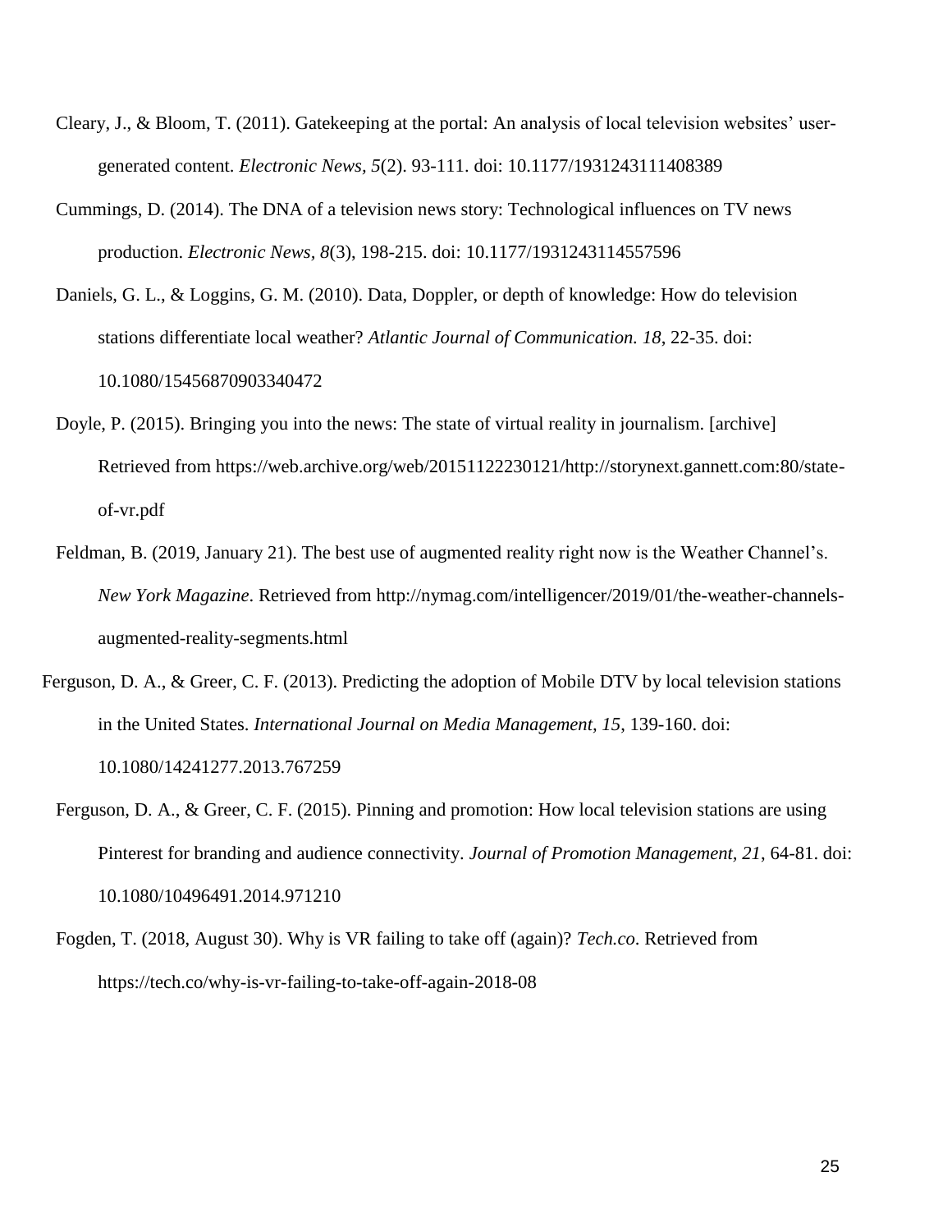Cleary, J., & Bloom, T. (2011). Gatekeeping at the portal: An analysis of local television websites' user-generated content. *Electronic News, 5*(2). 93-111. doi: 10.1177/1931243111408389

Cummings, D. (2014). The DNA of a television news story: Technological influences on TV news production. *Electronic News, 8*(3), 198-215. doi: 10.1177/1931243114557596

Daniels, G. L., & Loggins, G. M. (2010). Data, Doppler, or depth of knowledge: How do television stations differentiate local weather? *Atlantic Journal of Communication. 18*, 22-35. doi: 10.1080/15456870903340472

Doyle, P. (2015). Bringing you into the news: The state of virtual reality in journalism. [archive] Retrieved from https://web.archive.org/web/20151122230121/http://storynext.gannett.com:80/state-of-vr.pdf

Feldman, B. (2019, January 21). The best use of augmented reality right now is the Weather Channel's. *New York Magazine*. Retrieved from http://nymag.com/intelligencer/2019/01/the-weather-channels-augmented-reality-segments.html

Ferguson, D. A., & Greer, C. F. (2013). Predicting the adoption of Mobile DTV by local television stations in the United States. *International Journal on Media Management, 15*, 139-160. doi: 10.1080/14241277.2013.767259

Ferguson, D. A., & Greer, C. F. (2015). Pinning and promotion: How local television stations are using Pinterest for branding and audience connectivity. *Journal of Promotion Management, 21*, 64-81. doi: 10.1080/10496491.2014.971210

Fogden, T. (2018, August 30). Why is VR failing to take off (again)? *Tech.co*. Retrieved from https://tech.co/why-is-vr-failing-to-take-off-again-2018-08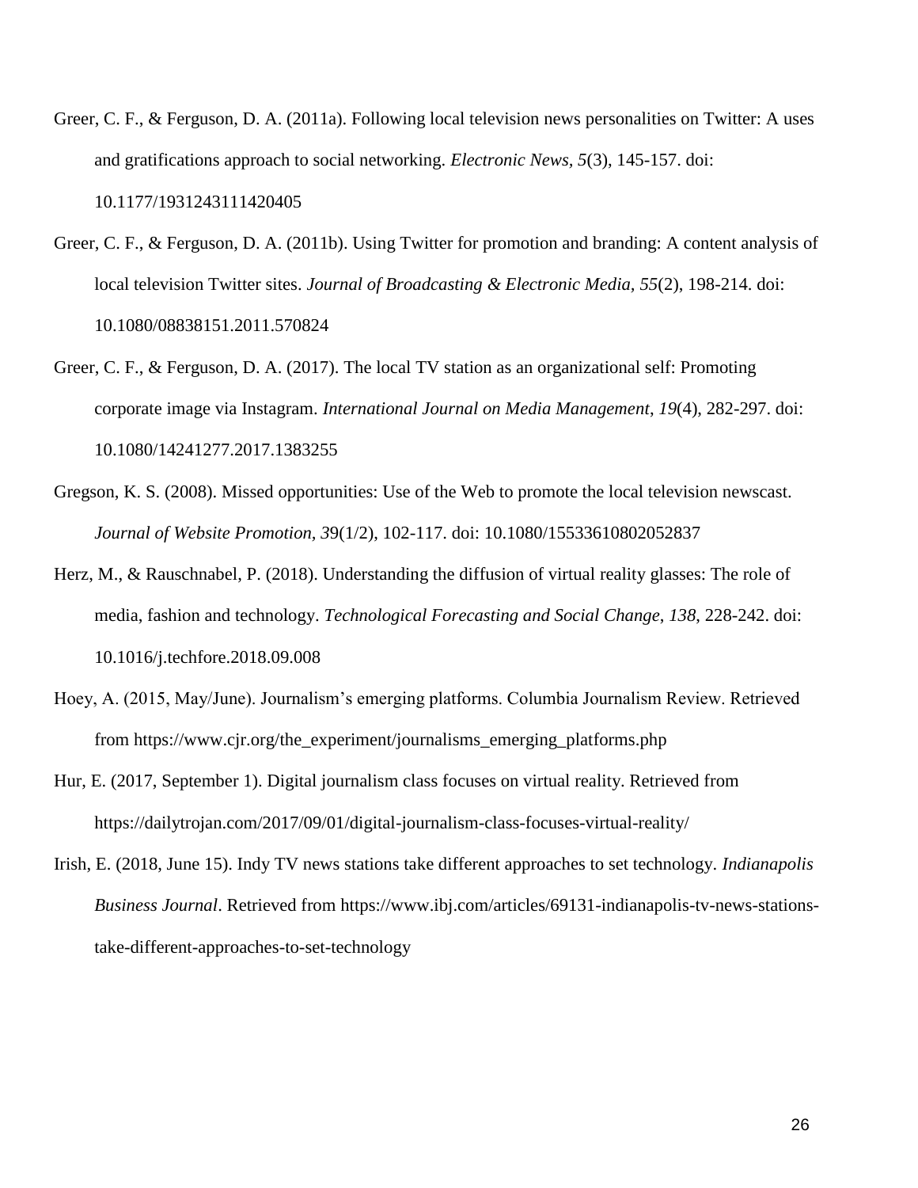Greer, C. F., & Ferguson, D. A. (2011a). Following local television news personalities on Twitter: A uses and gratifications approach to social networking. *Electronic News, 5*(3), 145-157. doi: 10.1177/1931243111420405

Greer, C. F., & Ferguson, D. A. (2011b). Using Twitter for promotion and branding: A content analysis of local television Twitter sites. *Journal of Broadcasting & Electronic Media, 55*(2), 198-214. doi: 10.1080/08838151.2011.570824

Greer, C. F., & Ferguson, D. A. (2017). The local TV station as an organizational self: Promoting corporate image via Instagram. *International Journal on Media Management*, *19*(4), 282-297. doi: 10.1080/14241277.2017.1383255

Gregson, K. S. (2008). Missed opportunities: Use of the Web to promote the local television newscast. *Journal of Website Promotion*, *3*9(1/2), 102-117. doi: 10.1080/15533610802052837

Herz, M., & Rauschnabel, P. (2018). Understanding the diffusion of virtual reality glasses: The role of media, fashion and technology. *Technological Forecasting and Social Change, 138*, 228-242. doi: 10.1016/j.techfore.2018.09.008

Hoey, A. (2015, May/June). Journalism's emerging platforms. Columbia Journalism Review. Retrieved from https://www.cjr.org/the_experiment/journalisms_emerging_platforms.php

Hur, E. (2017, September 1). Digital journalism class focuses on virtual reality. Retrieved from https://dailytrojan.com/2017/09/01/digital-journalism-class-focuses-virtual-reality/

Irish, E. (2018, June 15). Indy TV news stations take different approaches to set technology. *Indianapolis Business Journal*. Retrieved from https://www.ibj.com/articles/69131-indianapolis-tv-news-stations-take-different-approaches-to-set-technology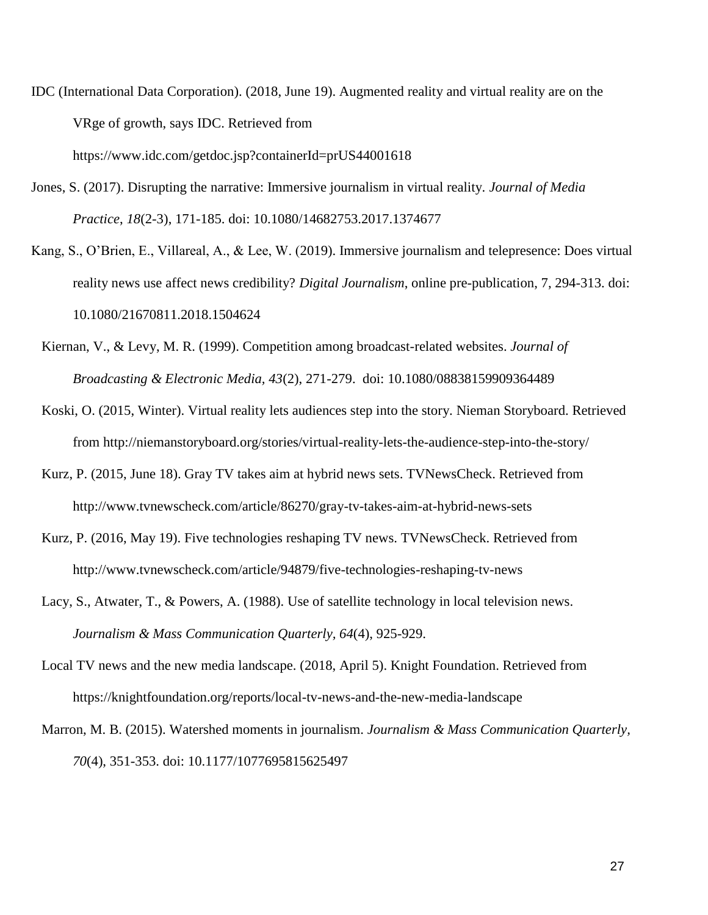IDC (International Data Corporation). (2018, June 19). Augmented reality and virtual reality are on the VRge of growth, says IDC. Retrieved from https://www.idc.com/getdoc.jsp?containerId=prUS44001618

Jones, S. (2017). Disrupting the narrative: Immersive journalism in virtual reality. *Journal of Media Practice*, *18*(2-3), 171-185. doi: 10.1080/14682753.2017.1374677

Kang, S., O'Brien, E., Villareal, A., & Lee, W. (2019). Immersive journalism and telepresence: Does virtual reality news use affect news credibility? *Digital Journalism*, online pre-publication, 7, 294-313. doi: 10.1080/21670811.2018.1504624

Kiernan, V., & Levy, M. R. (1999). Competition among broadcast-related websites. *Journal of Broadcasting & Electronic Media, 43*(2), 271-279. doi: 10.1080/08838159909364489

Koski, O. (2015, Winter). Virtual reality lets audiences step into the story. Nieman Storyboard. Retrieved from http://niemanstoryboard.org/stories/virtual-reality-lets-the-audience-step-into-the-story/

Kurz, P. (2015, June 18). Gray TV takes aim at hybrid news sets. TVNewsCheck. Retrieved from http://www.tvnewscheck.com/article/86270/gray-tv-takes-aim-at-hybrid-news-sets

Kurz, P. (2016, May 19). Five technologies reshaping TV news. TVNewsCheck. Retrieved from http://www.tvnewscheck.com/article/94879/five-technologies-reshaping-tv-news

Lacy, S., Atwater, T., & Powers, A. (1988). Use of satellite technology in local television news. *Journalism & Mass Communication Quarterly, 64*(4), 925-929.

Local TV news and the new media landscape. (2018, April 5). Knight Foundation. Retrieved from https://knightfoundation.org/reports/local-tv-news-and-the-new-media-landscape

Marron, M. B. (2015). Watershed moments in journalism. *Journalism & Mass Communication Quarterly, 70*(4), 351-353. doi: 10.1177/1077695815625497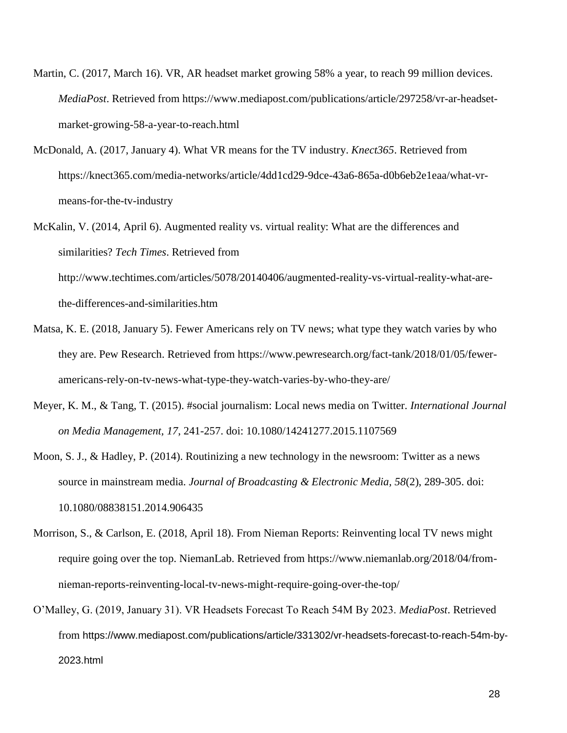Martin, C. (2017, March 16). VR, AR headset market growing 58% a year, to reach 99 million devices. *MediaPost*. Retrieved from https://www.mediapost.com/publications/article/297258/vr-ar-headset-market-growing-58-a-year-to-reach.html

McDonald, A. (2017, January 4). What VR means for the TV industry. *Knect365*. Retrieved from https://knect365.com/media-networks/article/4dd1cd29-9dce-43a6-865a-d0b6eb2e1eaa/what-vr-means-for-the-tv-industry

McKalin, V. (2014, April 6). Augmented reality vs. virtual reality: What are the differences and similarities? *Tech Times*. Retrieved from http://www.techtimes.com/articles/5078/20140406/augmented-reality-vs-virtual-reality-what-are-the-differences-and-similarities.htm

Matsa, K. E. (2018, January 5). Fewer Americans rely on TV news; what type they watch varies by who they are. Pew Research. Retrieved from https://www.pewresearch.org/fact-tank/2018/01/05/fewer-americans-rely-on-tv-news-what-type-they-watch-varies-by-who-they-are/

Meyer, K. M., & Tang, T. (2015). #social journalism: Local news media on Twitter. *International Journal on Media Management*, *17*, 241-257. doi: 10.1080/14241277.2015.1107569

Moon, S. J., & Hadley, P. (2014). Routinizing a new technology in the newsroom: Twitter as a news source in mainstream media. *Journal of Broadcasting & Electronic Media*, *58*(2), 289-305. doi: 10.1080/08838151.2014.906435

Morrison, S., & Carlson, E. (2018, April 18). From Nieman Reports: Reinventing local TV news might require going over the top. NiemanLab. Retrieved from https://www.niemanlab.org/2018/04/from-nieman-reports-reinventing-local-tv-news-might-require-going-over-the-top/

O'Malley, G. (2019, January 31). VR Headsets Forecast To Reach 54M By 2023. *MediaPost*. Retrieved from https://www.mediapost.com/publications/article/331302/vr-headsets-forecast-to-reach-54m-by-2023.html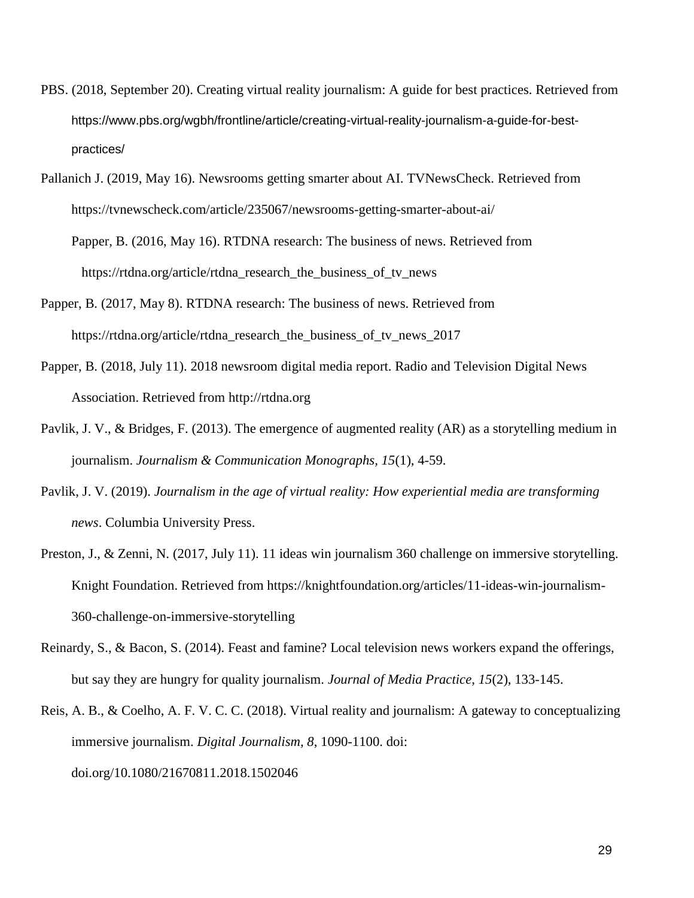PBS. (2018, September 20). Creating virtual reality journalism: A guide for best practices. Retrieved from https://www.pbs.org/wgbh/frontline/article/creating-virtual-reality-journalism-a-guide-for-best-practices/

Pallanich J. (2019, May 16). Newsrooms getting smarter about AI. TVNewsCheck. Retrieved from https://tvnewscheck.com/article/235067/newsrooms-getting-smarter-about-ai/

Papper, B. (2016, May 16). RTDNA research: The business of news. Retrieved from https://rtdna.org/article/rtdna_research_the_business_of_tv_news

Papper, B. (2017, May 8). RTDNA research: The business of news. Retrieved from https://rtdna.org/article/rtdna_research_the_business_of_tv_news_2017

Papper, B. (2018, July 11). 2018 newsroom digital media report. Radio and Television Digital News Association. Retrieved from http://rtdna.org

Pavlik, J. V., & Bridges, F. (2013). The emergence of augmented reality (AR) as a storytelling medium in journalism. *Journalism & Communication Monographs, 15*(1), 4-59.

Pavlik, J. V. (2019). *Journalism in the age of virtual reality: How experiential media are transforming news*. Columbia University Press.

Preston, J., & Zenni, N. (2017, July 11). 11 ideas win journalism 360 challenge on immersive storytelling. Knight Foundation. Retrieved from https://knightfoundation.org/articles/11-ideas-win-journalism-360-challenge-on-immersive-storytelling

Reinardy, S., & Bacon, S. (2014). Feast and famine? Local television news workers expand the offerings, but say they are hungry for quality journalism. *Journal of Media Practice, 15*(2), 133-145.

Reis, A. B., & Coelho, A. F. V. C. C. (2018). Virtual reality and journalism: A gateway to conceptualizing immersive journalism. *Digital Journalism, 8*, 1090-1100. doi: doi.org/10.1080/21670811.2018.1502046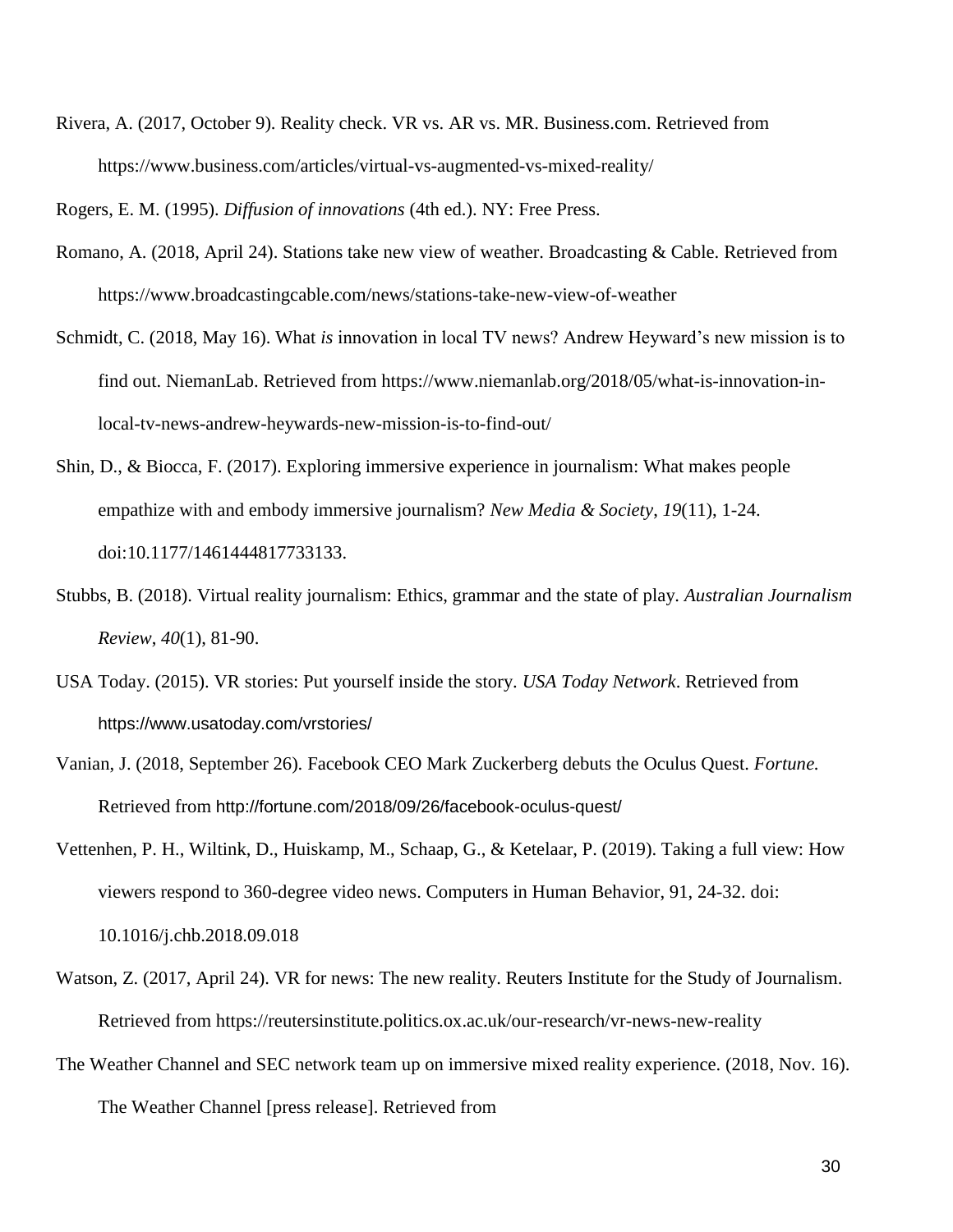Rivera, A. (2017, October 9). Reality check. VR vs. AR vs. MR. Business.com. Retrieved from https://www.business.com/articles/virtual-vs-augmented-vs-mixed-reality/

Rogers, E. M. (1995). *Diffusion of innovations* (4th ed.). NY: Free Press.

Romano, A. (2018, April 24). Stations take new view of weather. Broadcasting & Cable. Retrieved from https://www.broadcastingcable.com/news/stations-take-new-view-of-weather

Schmidt, C. (2018, May 16). What *is* innovation in local TV news? Andrew Heyward's new mission is to find out. NiemanLab. Retrieved from https://www.niemanlab.org/2018/05/what-is-innovation-in-local-tv-news-andrew-heywards-new-mission-is-to-find-out/

Shin, D., & Biocca, F. (2017). Exploring immersive experience in journalism: What makes people empathize with and embody immersive journalism? *New Media & Society*, *19*(11), 1-24. doi:10.1177/1461444817733133.

Stubbs, B. (2018). Virtual reality journalism: Ethics, grammar and the state of play. *Australian Journalism Review*, *40*(1), 81-90.

USA Today. (2015). VR stories: Put yourself inside the story. *USA Today Network*. Retrieved from https://www.usatoday.com/vrstories/

Vanian, J. (2018, September 26). Facebook CEO Mark Zuckerberg debuts the Oculus Quest. *Fortune.* Retrieved from http://fortune.com/2018/09/26/facebook-oculus-quest/

Vettenhen, P. H., Wiltink, D., Huiskamp, M., Schaap, G., & Ketelaar, P. (2019). Taking a full view: How viewers respond to 360-degree video news. Computers in Human Behavior, 91, 24-32. doi: 10.1016/j.chb.2018.09.018

Watson, Z. (2017, April 24). VR for news: The new reality. Reuters Institute for the Study of Journalism. Retrieved from https://reutersinstitute.politics.ox.ac.uk/our-research/vr-news-new-reality

The Weather Channel and SEC network team up on immersive mixed reality experience. (2018, Nov. 16). The Weather Channel [press release]. Retrieved from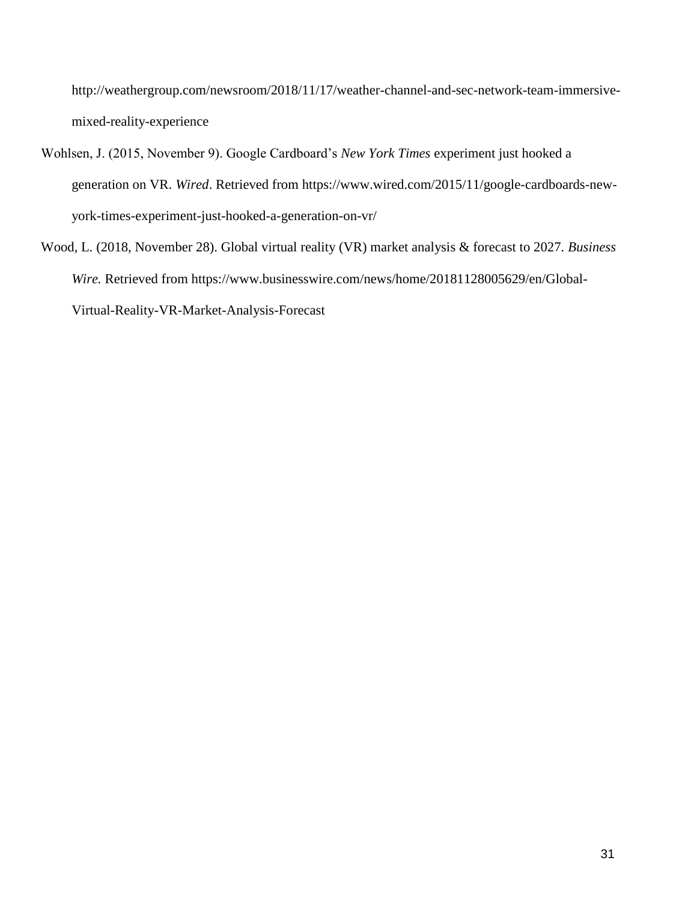http://weathergroup.com/newsroom/2018/11/17/weather-channel-and-sec-network-team-immersive-mixed-reality-experience

Wohlsen, J. (2015, November 9). Google Cardboard's *New York Times* experiment just hooked a generation on VR. *Wired*. Retrieved from https://www.wired.com/2015/11/google-cardboards-new-york-times-experiment-just-hooked-a-generation-on-vr/

Wood, L. (2018, November 28). Global virtual reality (VR) market analysis & forecast to 2027. *Business Wire.* Retrieved from https://www.businesswire.com/news/home/20181128005629/en/Global-Virtual-Reality-VR-Market-Analysis-Forecast